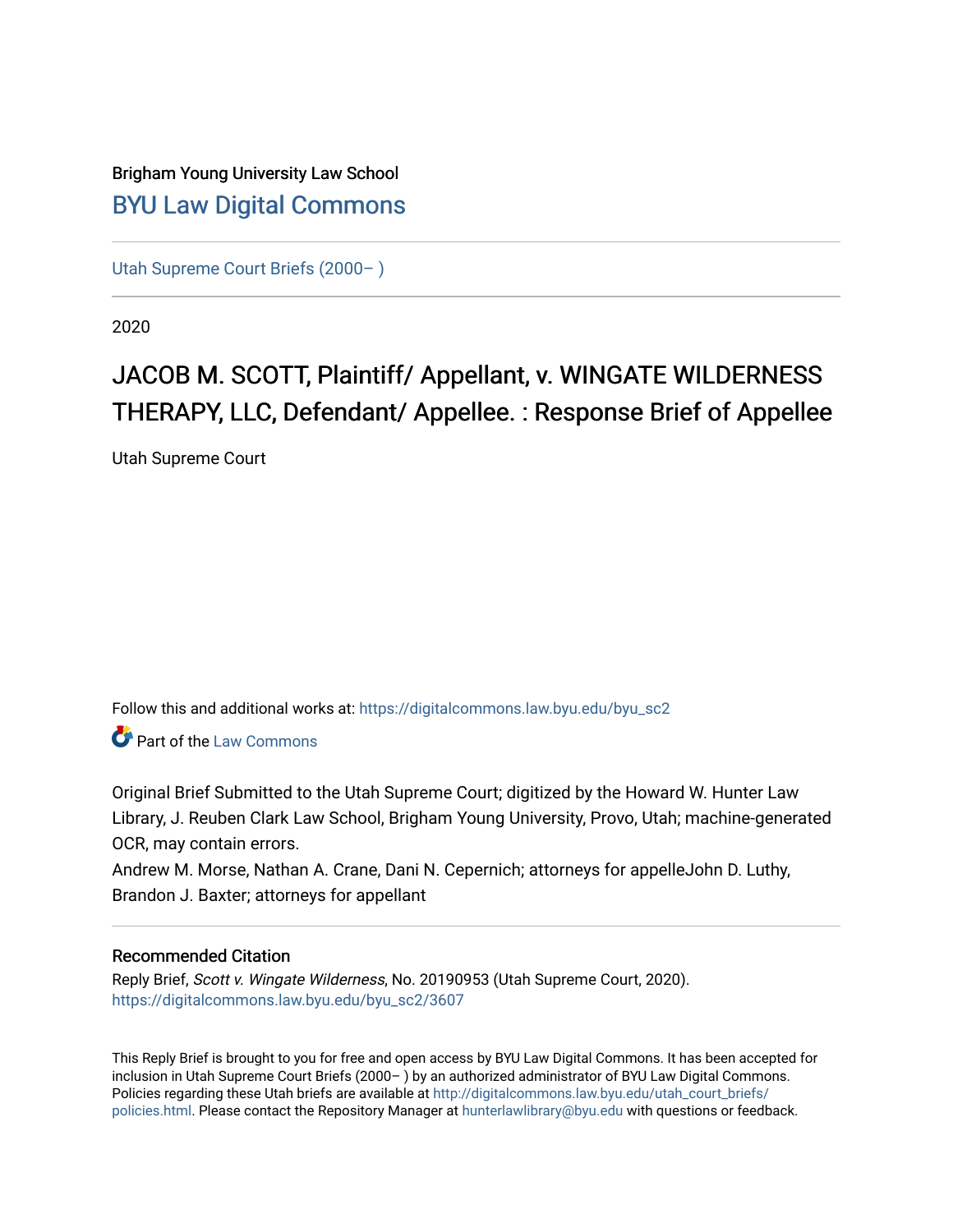Brigham Young University Law School

# BYU Law Digital Commons

Utah Supreme Court Briefs (2000– )

2020

## JACOB M. SCOTT, Plaintiff/ Appellant, v. WINGATE WILDERNESS THERAPY, LLC, Defendant/ Appellee. : Response Brief of Appellee

Utah Supreme Court

Follow this and additional works at: https://digitalcommons.law.byu.edu/byu_sc2

Part of the Law Commons

Original Brief Submitted to the Utah Supreme Court; digitized by the Howard W. Hunter Law Library, J. Reuben Clark Law School, Brigham Young University, Provo, Utah; machine-generated OCR, may contain errors.

Andrew M. Morse, Nathan A. Crane, Dani N. Cepernich; attorneys for appelleJohn D. Luthy, Brandon J. Baxter; attorneys for appellant

### Recommended Citation

Reply Brief, *Scott v. Wingate Wilderness*, No. 20190953 (Utah Supreme Court, 2020).
https://digitalcommons.law.byu.edu/byu_sc2/3607

This Reply Brief is brought to you for free and open access by BYU Law Digital Commons. It has been accepted for inclusion in Utah Supreme Court Briefs (2000– ) by an authorized administrator of BYU Law Digital Commons. Policies regarding these Utah briefs are available at http://digitalcommons.law.byu.edu/utah_court_briefs/policies.html. Please contact the Repository Manager at hunterlawlibrary@byu.edu with questions or feedback.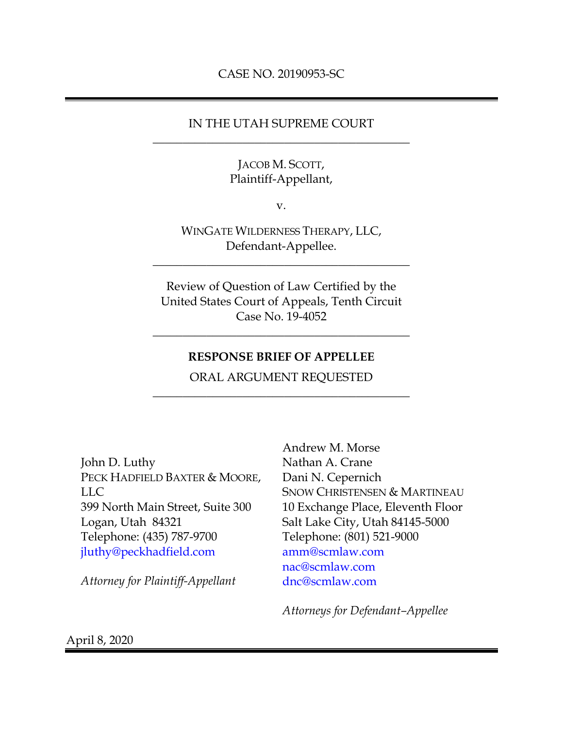CASE NO. 20190953-SC

---

IN THE UTAH SUPREME COURT

---

JACOB M. SCOTT,
Plaintiff-Appellant,

v.

WINGATE WILDERNESS THERAPY, LLC,
Defendant-Appellee.

---

Review of Question of Law Certified by the
United States Court of Appeals, Tenth Circuit
Case No. 19-4052

---

**RESPONSE BRIEF OF APPELLEE**

ORAL ARGUMENT REQUESTED

---

John D. Luthy
PECK HADFIELD BAXTER & MOORE, LLC
399 North Main Street, Suite 300
Logan, Utah 84321
Telephone: (435) 787-9700
jluthy@peckhadfield.com

*Attorney for Plaintiff-Appellant*

Andrew M. Morse
Nathan A. Crane
Dani N. Cepernich
SNOW CHRISTENSEN & MARTINEAU
10 Exchange Place, Eleventh Floor
Salt Lake City, Utah 84145-5000
Telephone: (801) 521-9000
amm@scmlaw.com
nac@scmlaw.com
dnc@scmlaw.com

*Attorneys for Defendant–Appellee*

April 8, 2020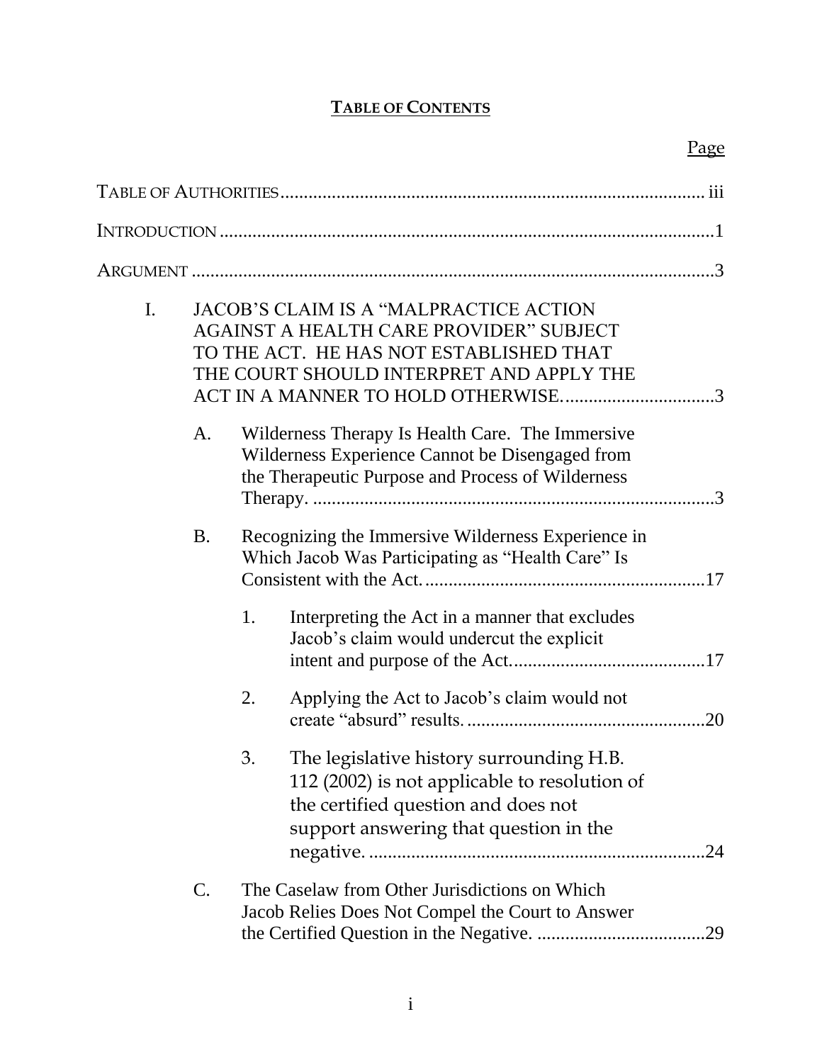# TABLE OF CONTENTS

Page

TABLE OF AUTHORITIES ........................................................................................ iii

INTRODUCTION ........................................................................................................1

ARGUMENT ...............................................................................................................3

I. JACOB'S CLAIM IS A "MALPRACTICE ACTION AGAINST A HEALTH CARE PROVIDER" SUBJECT TO THE ACT. HE HAS NOT ESTABLISHED THAT THE COURT SHOULD INTERPRET AND APPLY THE ACT IN A MANNER TO HOLD OTHERWISE. ................................3

   A. Wilderness Therapy Is Health Care. The Immersive Wilderness Experience Cannot be Disengaged from the Therapeutic Purpose and Process of Wilderness Therapy. ....................................................................................3

   B. Recognizing the Immersive Wilderness Experience in Which Jacob Was Participating as "Health Care" Is Consistent with the Act. ..........................................................17

      1. Interpreting the Act in a manner that excludes Jacob's claim would undercut the explicit intent and purpose of the Act. ........................................17

      2. Applying the Act to Jacob's claim would not create "absurd" results. ..................................................20

      3. The legislative history surrounding H.B. 112 (2002) is not applicable to resolution of the certified question and does not support answering that question in the negative. ......................................................................24

   C. The Caselaw from Other Jurisdictions on Which Jacob Relies Does Not Compel the Court to Answer the Certified Question in the Negative. ....................................29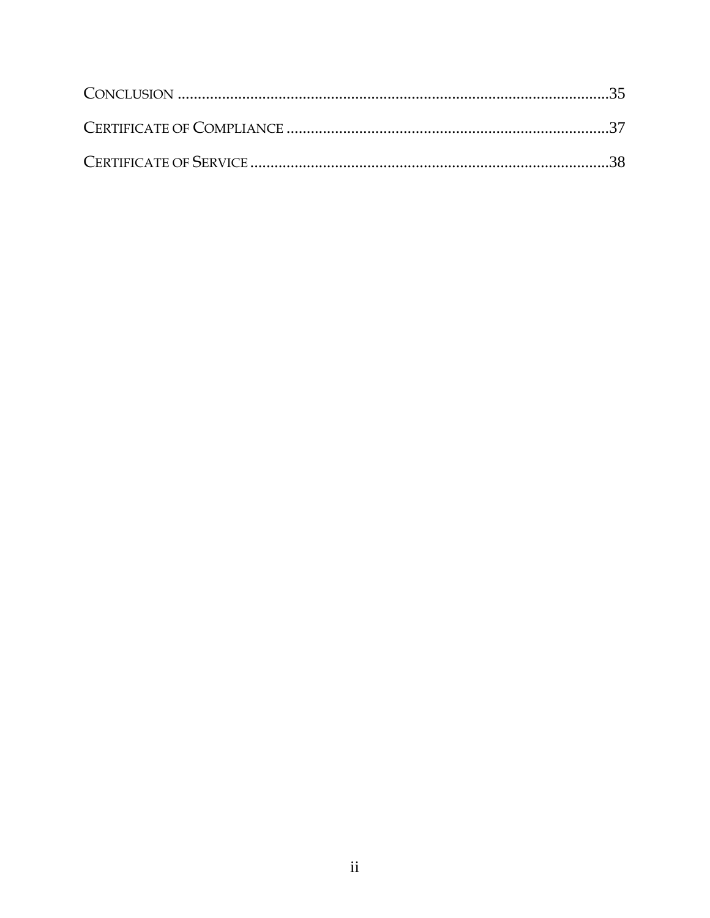CONCLUSION ....................................................................................................35

CERTIFICATE OF COMPLIANCE ...............................................................................37

CERTIFICATE OF SERVICE ........................................................................................38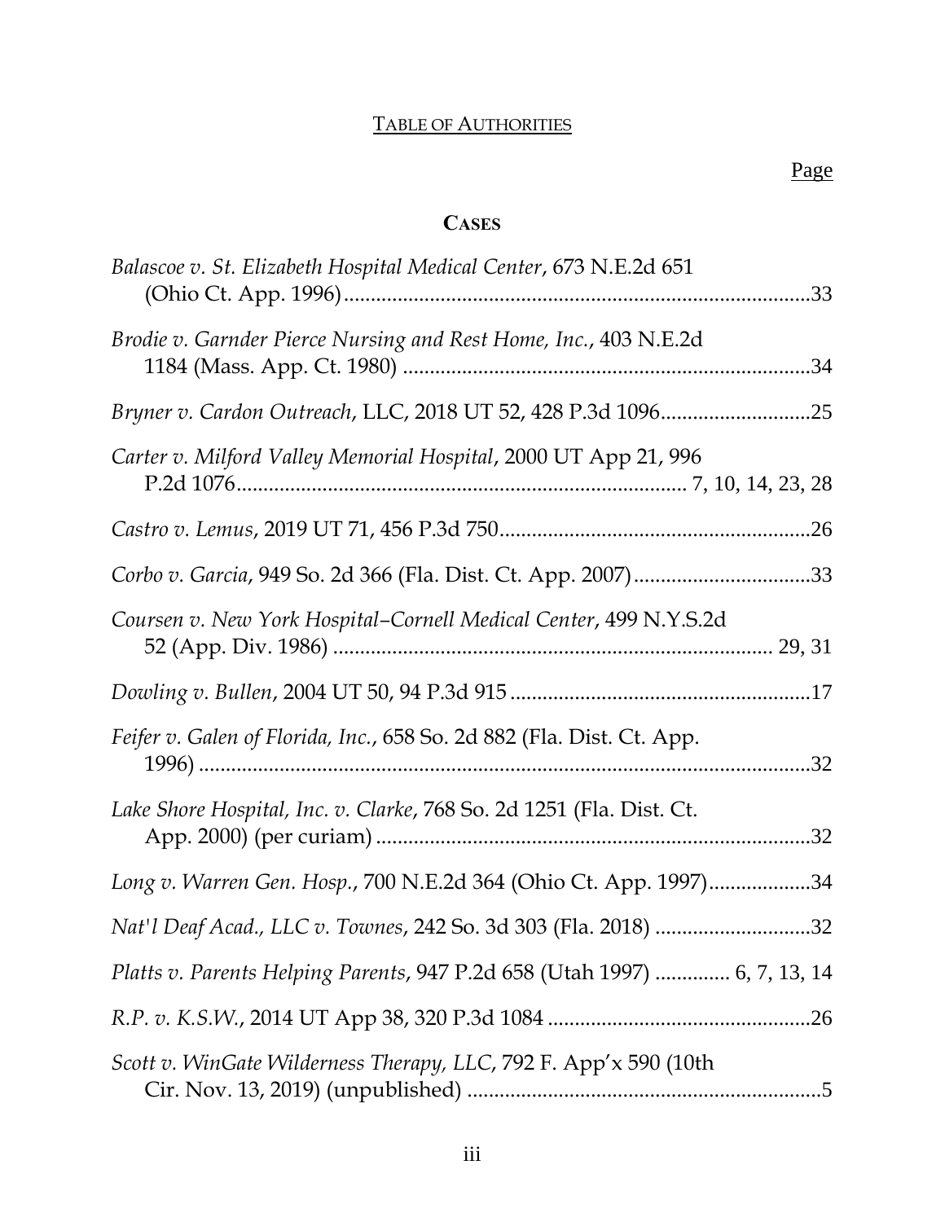TABLE OF AUTHORITIES

Page

**CASES**

*Balascoe v. St. Elizabeth Hospital Medical Center*, 673 N.E.2d 651 (Ohio Ct. App. 1996) .......................................................................................33

*Brodie v. Garnder Pierce Nursing and Rest Home, Inc.*, 403 N.E.2d 1184 (Mass. App. Ct. 1980) ............................................................................34

*Bryner v. Cardon Outreach*, LLC, 2018 UT 52, 428 P.3d 1096............................25

*Carter v. Milford Valley Memorial Hospital*, 2000 UT App 21, 996 P.2d 1076................................................................................... 7, 10, 14, 23, 28

*Castro v. Lemus*, 2019 UT 71, 456 P.3d 750...........................................................26

*Corbo v. Garcia*, 949 So. 2d 366 (Fla. Dist. Ct. App. 2007).................................33

*Coursen v. New York Hospital–Cornell Medical Center*, 499 N.Y.S.2d 52 (App. Div. 1986) ................................................................................. 29, 31

*Dowling v. Bullen*, 2004 UT 50, 94 P.3d 915 ........................................................17

*Feifer v. Galen of Florida, Inc.*, 658 So. 2d 882 (Fla. Dist. Ct. App. 1996) ....................................................................................................................32

*Lake Shore Hospital, Inc. v. Clarke*, 768 So. 2d 1251 (Fla. Dist. Ct. App. 2000) (per curiam) .................................................................................32

*Long v. Warren Gen. Hosp.*, 700 N.E.2d 364 (Ohio Ct. App. 1997)...................34

*Nat'l Deaf Acad., LLC v. Townes*, 242 So. 3d 303 (Fla. 2018) .............................32

*Platts v. Parents Helping Parents*, 947 P.2d 658 (Utah 1997) ............. 6, 7, 13, 14

*R.P. v. K.S.W.*, 2014 UT App 38, 320 P.3d 1084 .................................................26

*Scott v. WinGate Wilderness Therapy, LLC*, 792 F. App'x 590 (10th Cir. Nov. 13, 2019) (unpublished) ..................................................................5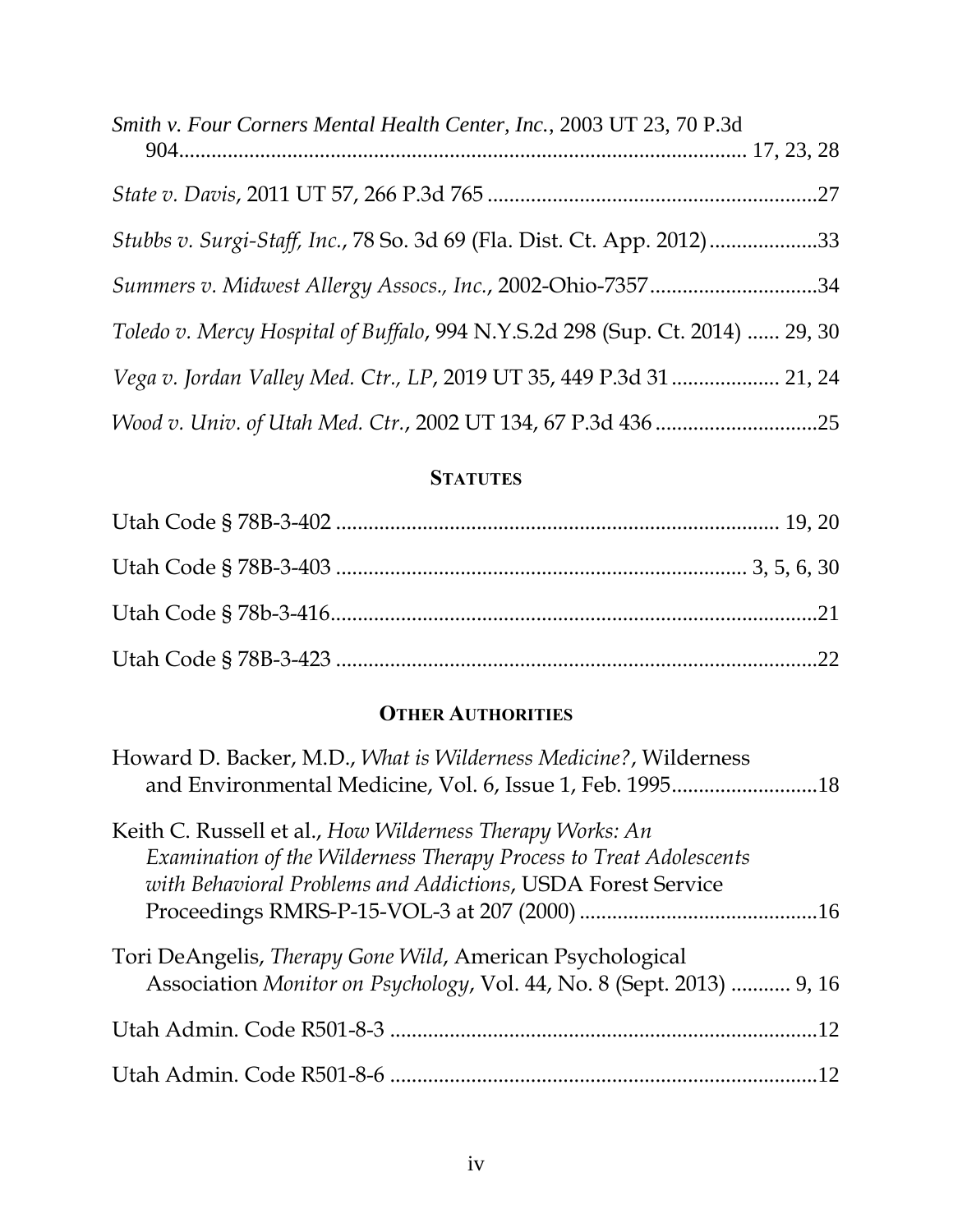*Smith v. Four Corners Mental Health Center, Inc.*, 2003 UT 23, 70 P.3d 904........................................................................................................ 17, 23, 28

*State v. Davis*, 2011 UT 57, 266 P.3d 765 ............................................................27

*Stubbs v. Surgi-Staff, Inc.*, 78 So. 3d 69 (Fla. Dist. Ct. App. 2012)....................33

*Summers v. Midwest Allergy Assocs., Inc.*, 2002-Ohio-7357...............................34

*Toledo v. Mercy Hospital of Buffalo*, 994 N.Y.S.2d 298 (Sup. Ct. 2014) ...... 29, 30

*Vega v. Jordan Valley Med. Ctr., LP*, 2019 UT 35, 449 P.3d 31.................... 21, 24

*Wood v. Univ. of Utah Med. Ctr.*, 2002 UT 134, 67 P.3d 436 ..............................25

## STATUTES

Utah Code § 78B-3-402 ................................................................................ 19, 20

Utah Code § 78B-3-403 ......................................................................... 3, 5, 6, 30

Utah Code § 78b-3-416.........................................................................................21

Utah Code § 78B-3-423 ........................................................................................22

## OTHER AUTHORITIES

Howard D. Backer, M.D., *What is Wilderness Medicine?*, Wilderness and Environmental Medicine, Vol. 6, Issue 1, Feb. 1995...........................18

Keith C. Russell et al., *How Wilderness Therapy Works: An Examination of the Wilderness Therapy Process to Treat Adolescents with Behavioral Problems and Addictions*, USDA Forest Service Proceedings RMRS-P-15-VOL-3 at 207 (2000) ............................................16

Tori DeAngelis, *Therapy Gone Wild*, American Psychological Association *Monitor on Psychology*, Vol. 44, No. 8 (Sept. 2013) ........... 9, 16

Utah Admin. Code R501-8-3 ...............................................................................12

Utah Admin. Code R501-8-6 ...............................................................................12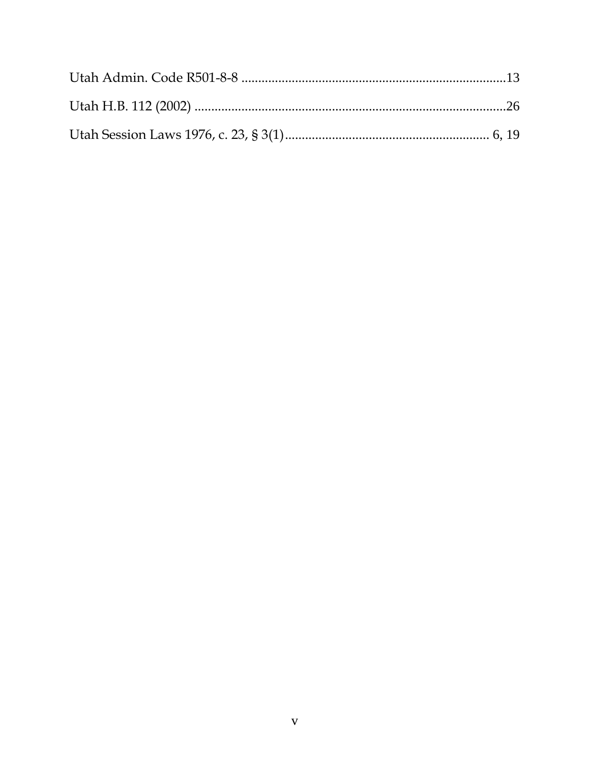Utah Admin. Code R501-8-8 ............................................................................13

Utah H.B. 112 (2002) ..........................................................................................26

Utah Session Laws 1976, c. 23, § 3(1)......................................................... 6, 19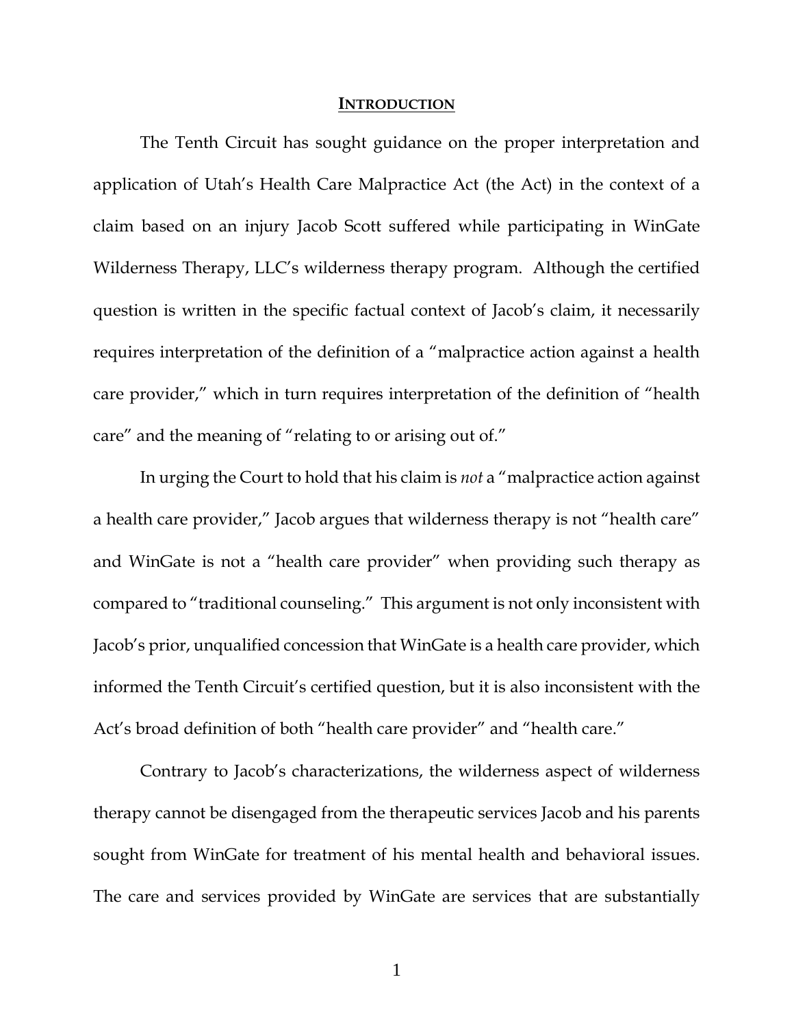# INTRODUCTION

The Tenth Circuit has sought guidance on the proper interpretation and application of Utah's Health Care Malpractice Act (the Act) in the context of a claim based on an injury Jacob Scott suffered while participating in WinGate Wilderness Therapy, LLC's wilderness therapy program. Although the certified question is written in the specific factual context of Jacob's claim, it necessarily requires interpretation of the definition of a "malpractice action against a health care provider," which in turn requires interpretation of the definition of "health care" and the meaning of "relating to or arising out of."

In urging the Court to hold that his claim is *not* a "malpractice action against a health care provider," Jacob argues that wilderness therapy is not "health care" and WinGate is not a "health care provider" when providing such therapy as compared to "traditional counseling." This argument is not only inconsistent with Jacob's prior, unqualified concession that WinGate is a health care provider, which informed the Tenth Circuit's certified question, but it is also inconsistent with the Act's broad definition of both "health care provider" and "health care."

Contrary to Jacob's characterizations, the wilderness aspect of wilderness therapy cannot be disengaged from the therapeutic services Jacob and his parents sought from WinGate for treatment of his mental health and behavioral issues. The care and services provided by WinGate are services that are substantially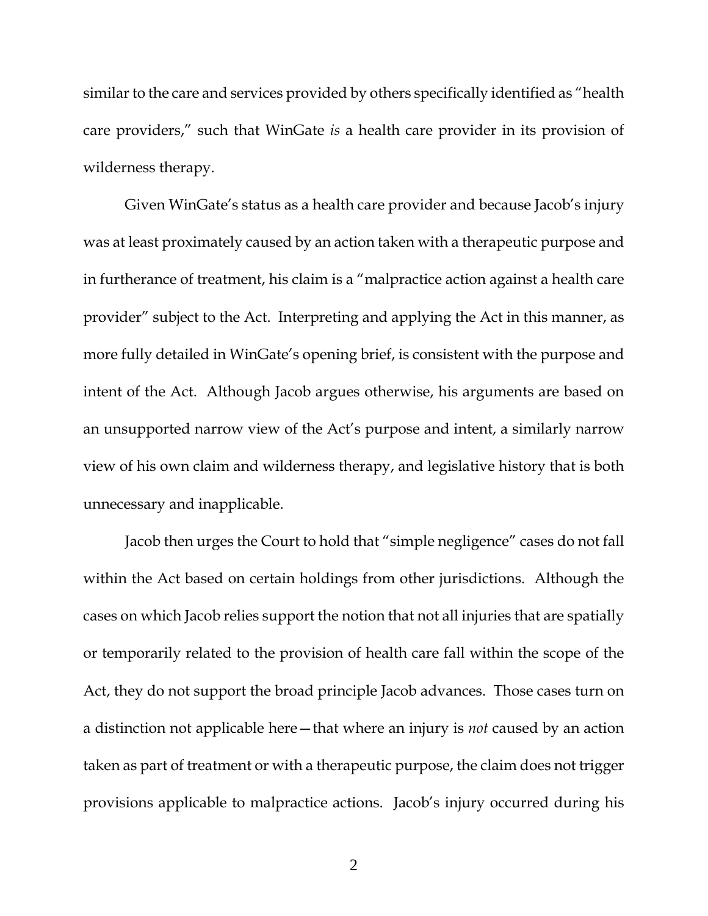similar to the care and services provided by others specifically identified as "health care providers," such that WinGate *is* a health care provider in its provision of wilderness therapy.

Given WinGate's status as a health care provider and because Jacob's injury was at least proximately caused by an action taken with a therapeutic purpose and in furtherance of treatment, his claim is a "malpractice action against a health care provider" subject to the Act. Interpreting and applying the Act in this manner, as more fully detailed in WinGate's opening brief, is consistent with the purpose and intent of the Act. Although Jacob argues otherwise, his arguments are based on an unsupported narrow view of the Act's purpose and intent, a similarly narrow view of his own claim and wilderness therapy, and legislative history that is both unnecessary and inapplicable.

Jacob then urges the Court to hold that "simple negligence" cases do not fall within the Act based on certain holdings from other jurisdictions. Although the cases on which Jacob relies support the notion that not all injuries that are spatially or temporarily related to the provision of health care fall within the scope of the Act, they do not support the broad principle Jacob advances. Those cases turn on a distinction not applicable here—that where an injury is *not* caused by an action taken as part of treatment or with a therapeutic purpose, the claim does not trigger provisions applicable to malpractice actions. Jacob's injury occurred during his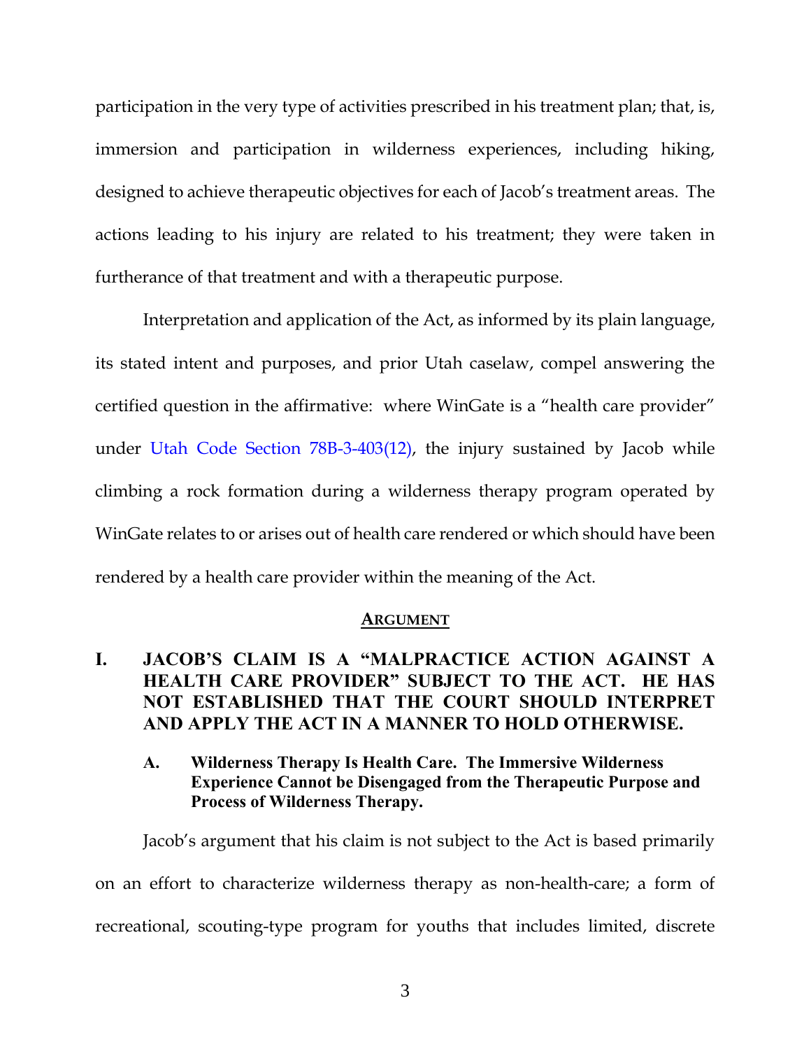participation in the very type of activities prescribed in his treatment plan; that, is, immersion and participation in wilderness experiences, including hiking, designed to achieve therapeutic objectives for each of Jacob's treatment areas. The actions leading to his injury are related to his treatment; they were taken in furtherance of that treatment and with a therapeutic purpose.

Interpretation and application of the Act, as informed by its plain language, its stated intent and purposes, and prior Utah caselaw, compel answering the certified question in the affirmative: where WinGate is a "health care provider" under Utah Code Section 78B-3-403(12), the injury sustained by Jacob while climbing a rock formation during a wilderness therapy program operated by WinGate relates to or arises out of health care rendered or which should have been rendered by a health care provider within the meaning of the Act.

## ARGUMENT

### I. JACOB'S CLAIM IS A "MALPRACTICE ACTION AGAINST A HEALTH CARE PROVIDER" SUBJECT TO THE ACT. HE HAS NOT ESTABLISHED THAT THE COURT SHOULD INTERPRET AND APPLY THE ACT IN A MANNER TO HOLD OTHERWISE.

#### A. Wilderness Therapy Is Health Care. The Immersive Wilderness Experience Cannot be Disengaged from the Therapeutic Purpose and Process of Wilderness Therapy.

Jacob's argument that his claim is not subject to the Act is based primarily on an effort to characterize wilderness therapy as non-health-care; a form of recreational, scouting-type program for youths that includes limited, discrete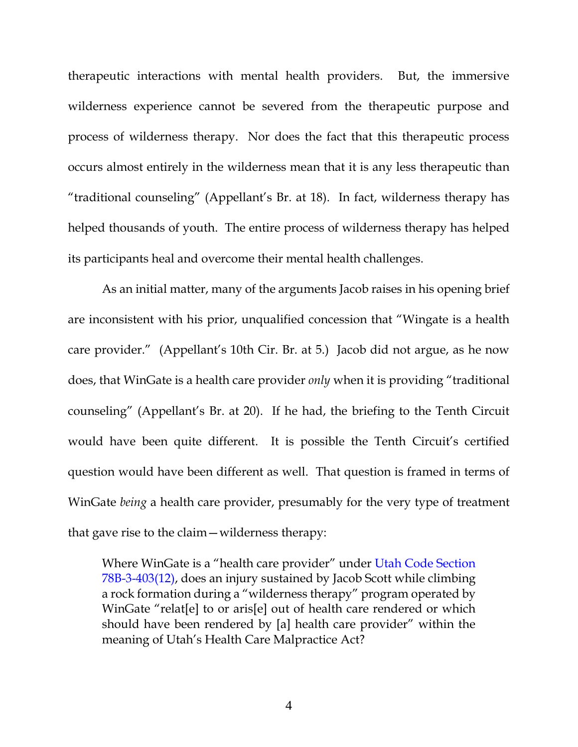therapeutic interactions with mental health providers. But, the immersive wilderness experience cannot be severed from the therapeutic purpose and process of wilderness therapy. Nor does the fact that this therapeutic process occurs almost entirely in the wilderness mean that it is any less therapeutic than "traditional counseling" (Appellant's Br. at 18). In fact, wilderness therapy has helped thousands of youth. The entire process of wilderness therapy has helped its participants heal and overcome their mental health challenges.

As an initial matter, many of the arguments Jacob raises in his opening brief are inconsistent with his prior, unqualified concession that "Wingate is a health care provider." (Appellant's 10th Cir. Br. at 5.) Jacob did not argue, as he now does, that WinGate is a health care provider *only* when it is providing "traditional counseling" (Appellant's Br. at 20). If he had, the briefing to the Tenth Circuit would have been quite different. It is possible the Tenth Circuit's certified question would have been different as well. That question is framed in terms of WinGate *being* a health care provider, presumably for the very type of treatment that gave rise to the claim—wilderness therapy:

> Where WinGate is a "health care provider" under Utah Code Section 78B-3-403(12), does an injury sustained by Jacob Scott while climbing a rock formation during a "wilderness therapy" program operated by WinGate "relat[e] to or aris[e] out of health care rendered or which should have been rendered by [a] health care provider" within the meaning of Utah's Health Care Malpractice Act?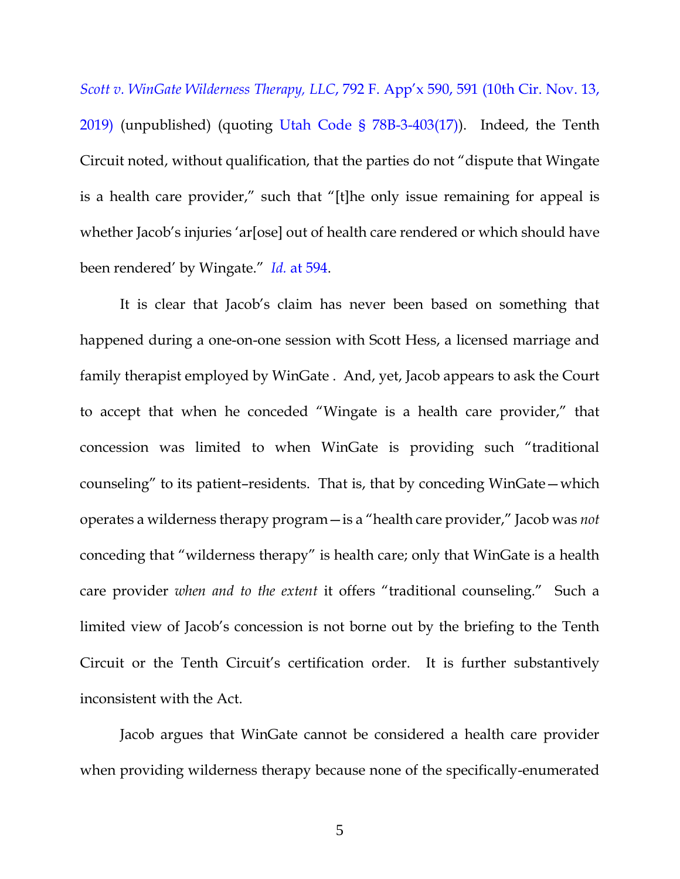*Scott v. WinGate Wilderness Therapy, LLC*, 792 F. App'x 590, 591 (10th Cir. Nov. 13, 2019) (unpublished) (quoting Utah Code § 78B-3-403(17)). Indeed, the Tenth Circuit noted, without qualification, that the parties do not "dispute that Wingate is a health care provider," such that "[t]he only issue remaining for appeal is whether Jacob's injuries 'ar[ose] out of health care rendered or which should have been rendered' by Wingate." *Id.* at 594.

It is clear that Jacob's claim has never been based on something that happened during a one-on-one session with Scott Hess, a licensed marriage and family therapist employed by WinGate . And, yet, Jacob appears to ask the Court to accept that when he conceded "Wingate is a health care provider," that concession was limited to when WinGate is providing such "traditional counseling" to its patient–residents. That is, that by conceding WinGate—which operates a wilderness therapy program—is a "health care provider," Jacob was *not* conceding that "wilderness therapy" is health care; only that WinGate is a health care provider *when and to the extent* it offers "traditional counseling." Such a limited view of Jacob's concession is not borne out by the briefing to the Tenth Circuit or the Tenth Circuit's certification order. It is further substantively inconsistent with the Act.

Jacob argues that WinGate cannot be considered a health care provider when providing wilderness therapy because none of the specifically-enumerated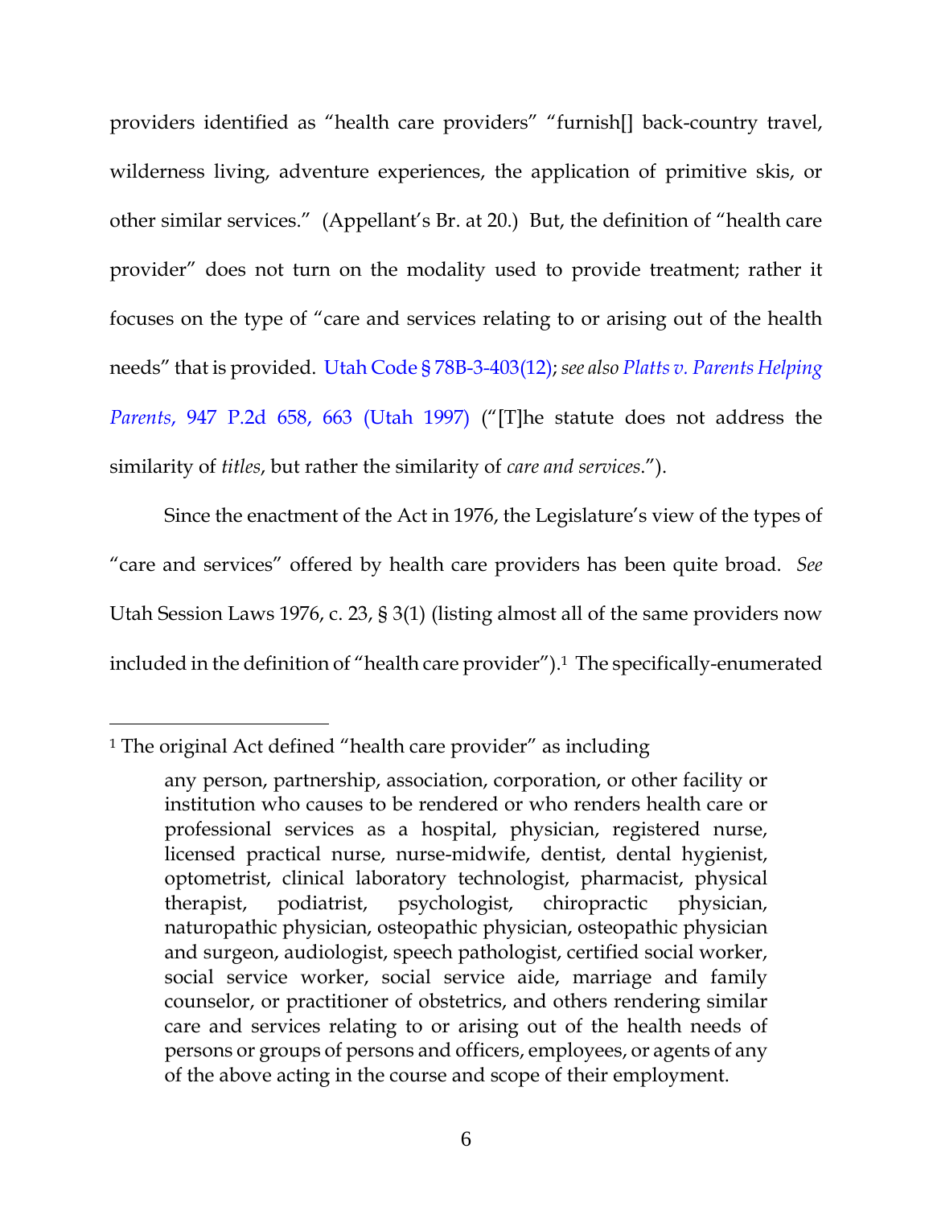providers identified as "health care providers" "furnish[] back-country travel, wilderness living, adventure experiences, the application of primitive skis, or other similar services." (Appellant's Br. at 20.) But, the definition of "health care provider" does not turn on the modality used to provide treatment; rather it focuses on the type of "care and services relating to or arising out of the health needs" that is provided. Utah Code § 78B-3-403(12); *see also* *Platts v. Parents Helping Parents*, 947 P.2d 658, 663 (Utah 1997) ("[T]he statute does not address the similarity of *titles*, but rather the similarity of *care and services*.").

Since the enactment of the Act in 1976, the Legislature's view of the types of "care and services" offered by health care providers has been quite broad. *See* Utah Session Laws 1976, c. 23, § 3(1) (listing almost all of the same providers now included in the definition of "health care provider").[1] The specifically-enumerated

---

[1] The original Act defined "health care provider" as including

> any person, partnership, association, corporation, or other facility or institution who causes to be rendered or who renders health care or professional services as a hospital, physician, registered nurse, licensed practical nurse, nurse-midwife, dentist, dental hygienist, optometrist, clinical laboratory technologist, pharmacist, physical therapist, podiatrist, psychologist, chiropractic physician, naturopathic physician, osteopathic physician, osteopathic physician and surgeon, audiologist, speech pathologist, certified social worker, social service worker, social service aide, marriage and family counselor, or practitioner of obstetrics, and others rendering similar care and services relating to or arising out of the health needs of persons or groups of persons and officers, employees, or agents of any of the above acting in the course and scope of their employment.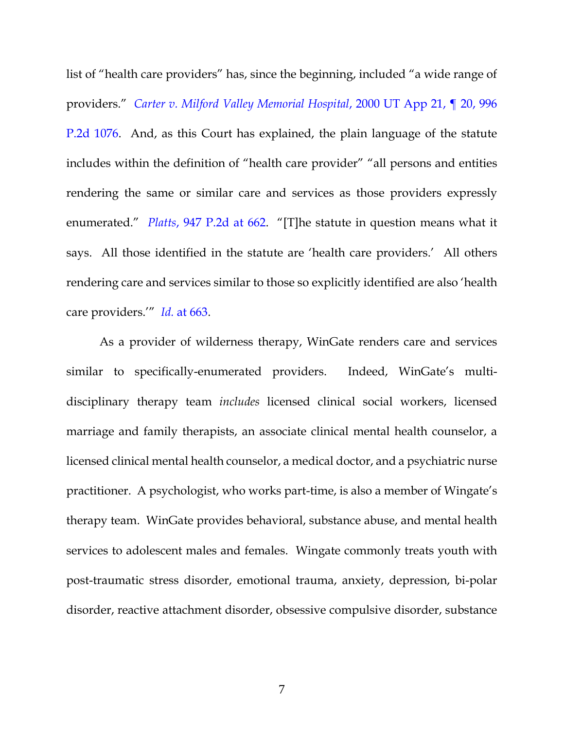list of "health care providers" has, since the beginning, included "a wide range of providers." *Carter v. Milford Valley Memorial Hospital*, 2000 UT App 21, ¶ 20, 996 P.2d 1076. And, as this Court has explained, the plain language of the statute includes within the definition of "health care provider" "all persons and entities rendering the same or similar care and services as those providers expressly enumerated." *Platts*, 947 P.2d at 662. "[T]he statute in question means what it says. All those identified in the statute are 'health care providers.' All others rendering care and services similar to those so explicitly identified are also 'health care providers.'" *Id.* at 663.

As a provider of wilderness therapy, WinGate renders care and services similar to specifically-enumerated providers. Indeed, WinGate's multi-disciplinary therapy team *includes* licensed clinical social workers, licensed marriage and family therapists, an associate clinical mental health counselor, a licensed clinical mental health counselor, a medical doctor, and a psychiatric nurse practitioner. A psychologist, who works part-time, is also a member of Wingate's therapy team. WinGate provides behavioral, substance abuse, and mental health services to adolescent males and females. Wingate commonly treats youth with post-traumatic stress disorder, emotional trauma, anxiety, depression, bi-polar disorder, reactive attachment disorder, obsessive compulsive disorder, substance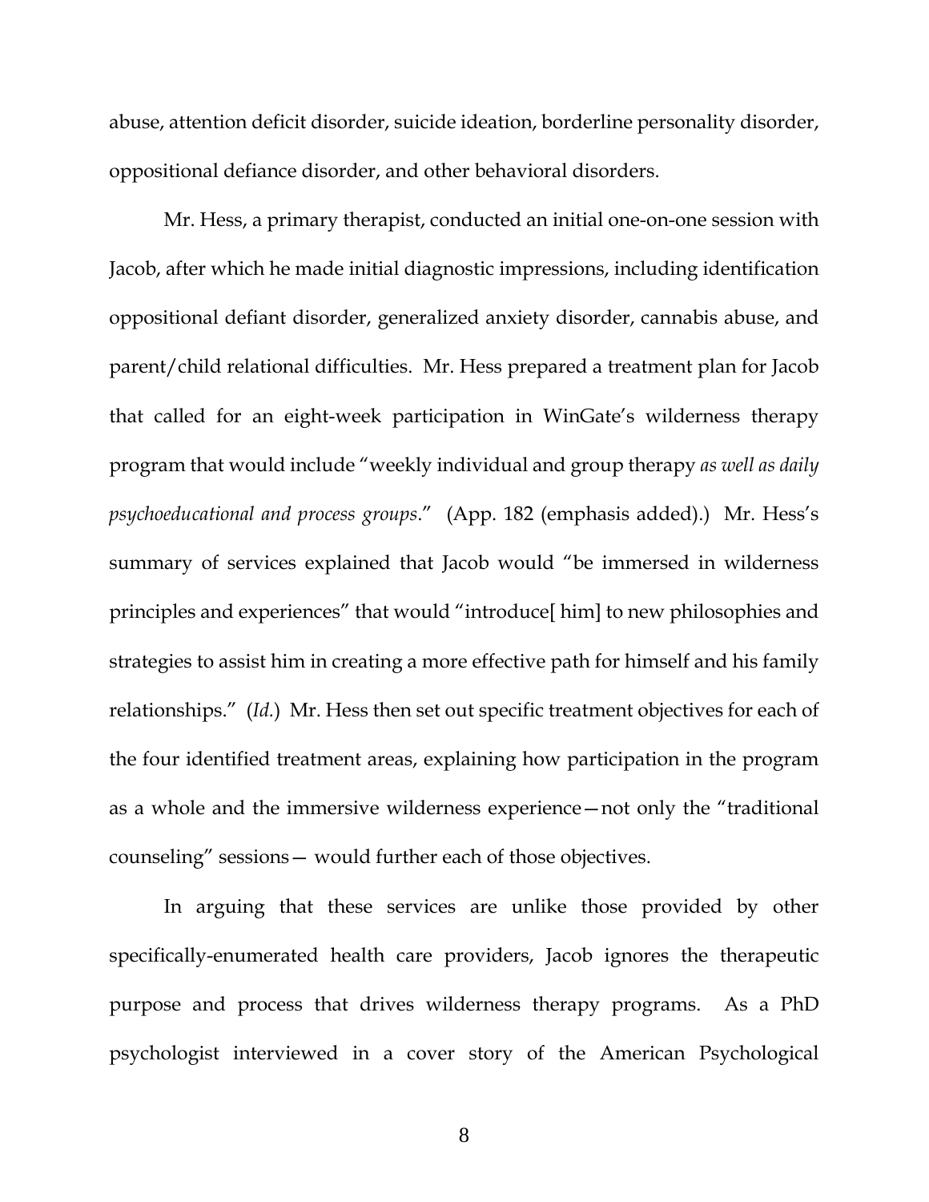abuse, attention deficit disorder, suicide ideation, borderline personality disorder, oppositional defiance disorder, and other behavioral disorders.

Mr. Hess, a primary therapist, conducted an initial one-on-one session with Jacob, after which he made initial diagnostic impressions, including identification oppositional defiant disorder, generalized anxiety disorder, cannabis abuse, and parent/child relational difficulties. Mr. Hess prepared a treatment plan for Jacob that called for an eight-week participation in WinGate's wilderness therapy program that would include "weekly individual and group therapy *as well as daily psychoeducational and process groups*." (App. 182 (emphasis added).) Mr. Hess's summary of services explained that Jacob would "be immersed in wilderness principles and experiences" that would "introduce[ him] to new philosophies and strategies to assist him in creating a more effective path for himself and his family relationships." (*Id.*) Mr. Hess then set out specific treatment objectives for each of the four identified treatment areas, explaining how participation in the program as a whole and the immersive wilderness experience—not only the "traditional counseling" sessions— would further each of those objectives.

In arguing that these services are unlike those provided by other specifically-enumerated health care providers, Jacob ignores the therapeutic purpose and process that drives wilderness therapy programs. As a PhD psychologist interviewed in a cover story of the American Psychological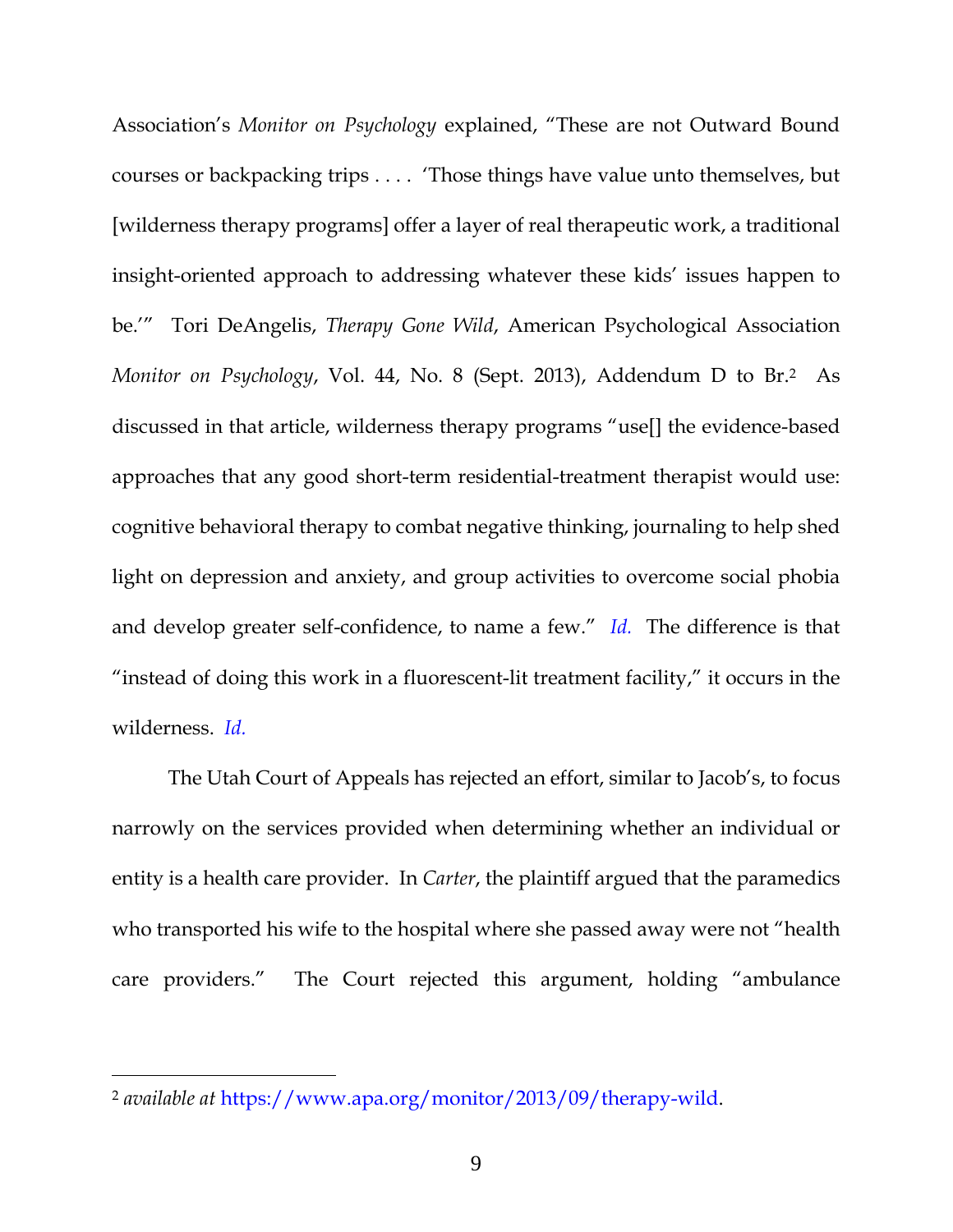Association's *Monitor on Psychology* explained, "These are not Outward Bound courses or backpacking trips . . . . 'Those things have value unto themselves, but [wilderness therapy programs] offer a layer of real therapeutic work, a traditional insight-oriented approach to addressing whatever these kids' issues happen to be.'" Tori DeAngelis, *Therapy Gone Wild*, American Psychological Association *Monitor on Psychology*, Vol. 44, No. 8 (Sept. 2013), Addendum D to Br.[2] As discussed in that article, wilderness therapy programs "use[] the evidence-based approaches that any good short-term residential-treatment therapist would use: cognitive behavioral therapy to combat negative thinking, journaling to help shed light on depression and anxiety, and group activities to overcome social phobia and develop greater self-confidence, to name a few." *Id.* The difference is that "instead of doing this work in a fluorescent-lit treatment facility," it occurs in the wilderness. *Id.*

The Utah Court of Appeals has rejected an effort, similar to Jacob's, to focus narrowly on the services provided when determining whether an individual or entity is a health care provider. In *Carter*, the plaintiff argued that the paramedics who transported his wife to the hospital where she passed away were not "health care providers." The Court rejected this argument, holding "ambulance

---

[2] *available at* https://www.apa.org/monitor/2013/09/therapy-wild.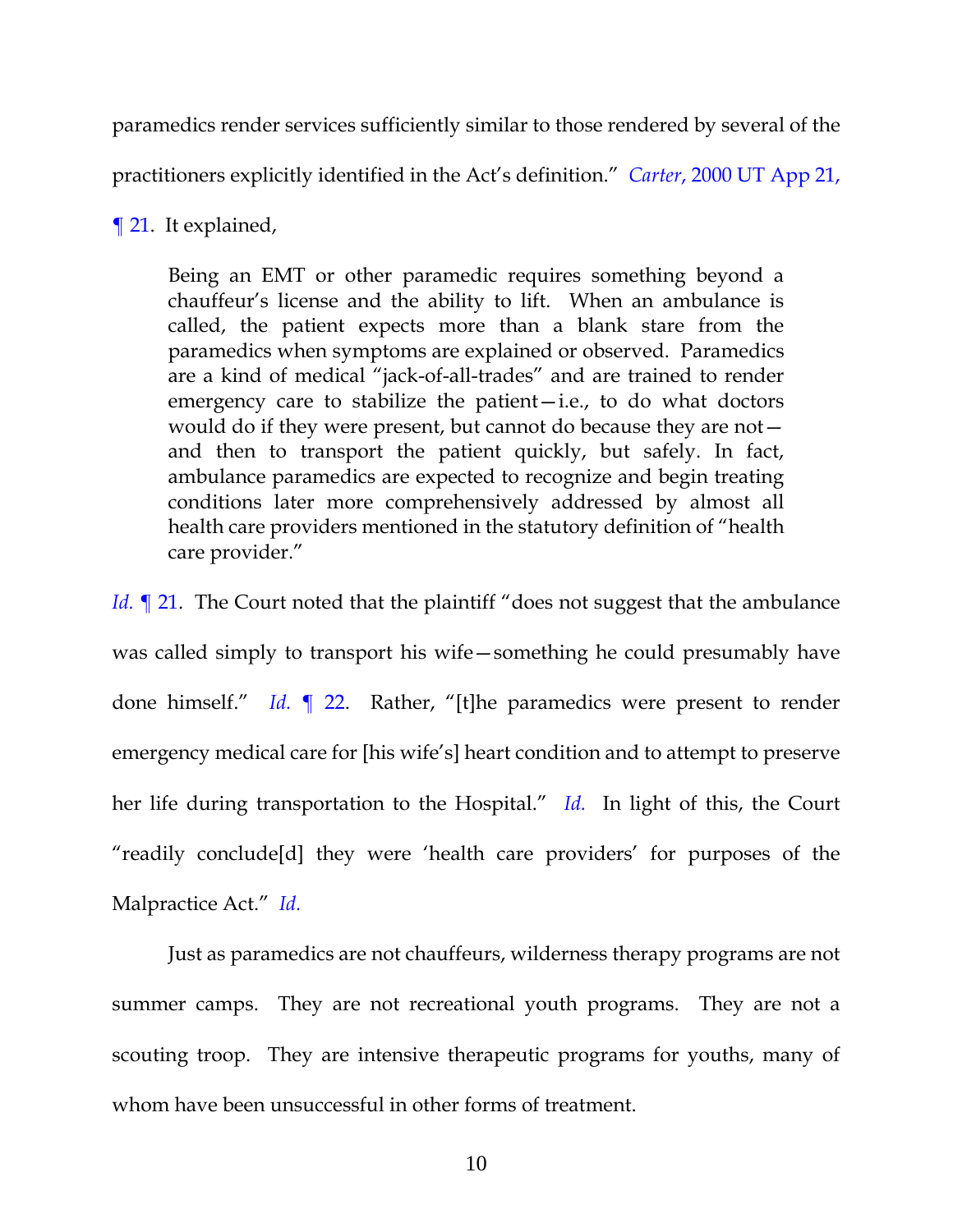paramedics render services sufficiently similar to those rendered by several of the practitioners explicitly identified in the Act's definition." *Carter*, 2000 UT App 21, ¶ 21. It explained,

> Being an EMT or other paramedic requires something beyond a chauffeur's license and the ability to lift. When an ambulance is called, the patient expects more than a blank stare from the paramedics when symptoms are explained or observed. Paramedics are a kind of medical "jack-of-all-trades" and are trained to render emergency care to stabilize the patient—i.e., to do what doctors would do if they were present, but cannot do because they are not—and then to transport the patient quickly, but safely. In fact, ambulance paramedics are expected to recognize and begin treating conditions later more comprehensively addressed by almost all health care providers mentioned in the statutory definition of "health care provider."

*Id.* ¶ 21. The Court noted that the plaintiff "does not suggest that the ambulance was called simply to transport his wife—something he could presumably have done himself." *Id.* ¶ 22. Rather, "[t]he paramedics were present to render emergency medical care for [his wife's] heart condition and to attempt to preserve her life during transportation to the Hospital." *Id.* In light of this, the Court "readily conclude[d] they were 'health care providers' for purposes of the Malpractice Act." *Id.*

Just as paramedics are not chauffeurs, wilderness therapy programs are not summer camps. They are not recreational youth programs. They are not a scouting troop. They are intensive therapeutic programs for youths, many of whom have been unsuccessful in other forms of treatment.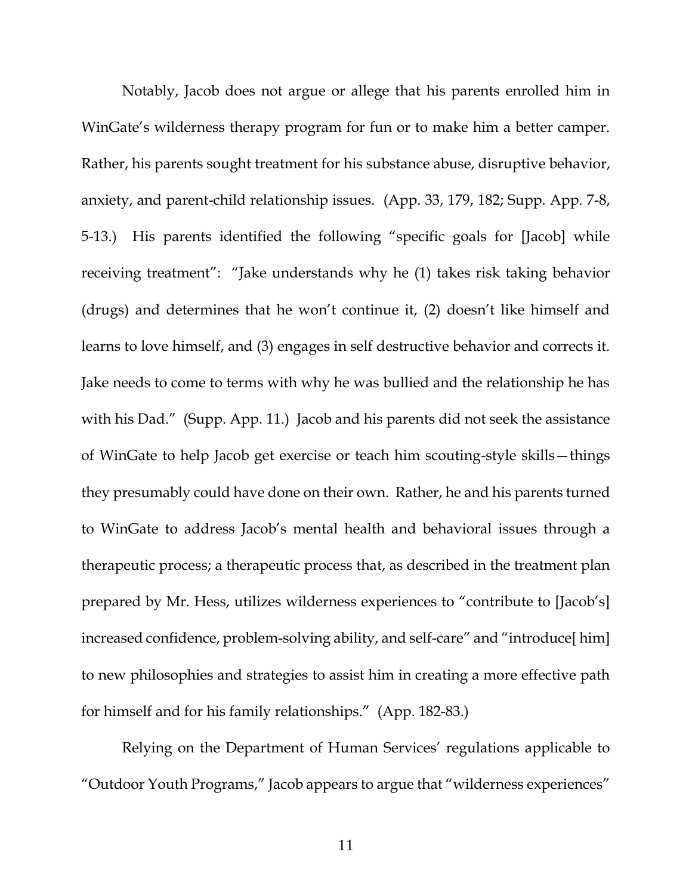Notably, Jacob does not argue or allege that his parents enrolled him in WinGate's wilderness therapy program for fun or to make him a better camper. Rather, his parents sought treatment for his substance abuse, disruptive behavior, anxiety, and parent-child relationship issues. (App. 33, 179, 182; Supp. App. 7-8, 5-13.) His parents identified the following "specific goals for [Jacob] while receiving treatment": "Jake understands why he (1) takes risk taking behavior (drugs) and determines that he won't continue it, (2) doesn't like himself and learns to love himself, and (3) engages in self destructive behavior and corrects it. Jake needs to come to terms with why he was bullied and the relationship he has with his Dad." (Supp. App. 11.) Jacob and his parents did not seek the assistance of WinGate to help Jacob get exercise or teach him scouting-style skills—things they presumably could have done on their own. Rather, he and his parents turned to WinGate to address Jacob's mental health and behavioral issues through a therapeutic process; a therapeutic process that, as described in the treatment plan prepared by Mr. Hess, utilizes wilderness experiences to "contribute to [Jacob's] increased confidence, problem-solving ability, and self-care" and "introduce[ him] to new philosophies and strategies to assist him in creating a more effective path for himself and for his family relationships." (App. 182-83.)

Relying on the Department of Human Services' regulations applicable to "Outdoor Youth Programs," Jacob appears to argue that "wilderness experiences"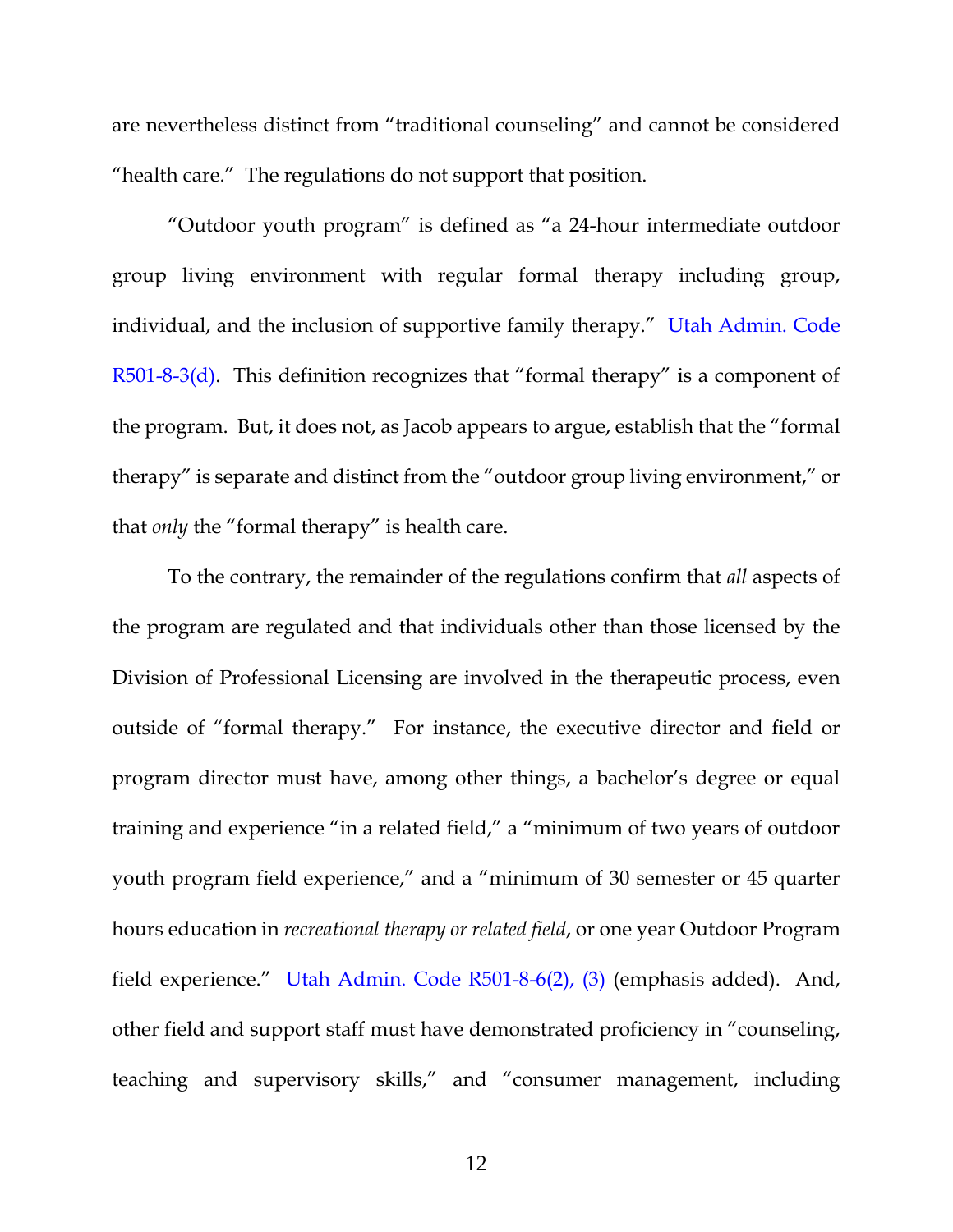are nevertheless distinct from "traditional counseling" and cannot be considered "health care." The regulations do not support that position.

"Outdoor youth program" is defined as "a 24-hour intermediate outdoor group living environment with regular formal therapy including group, individual, and the inclusion of supportive family therapy." Utah Admin. Code R501-8-3(d). This definition recognizes that "formal therapy" is a component of the program. But, it does not, as Jacob appears to argue, establish that the "formal therapy" is separate and distinct from the "outdoor group living environment," or that *only* the "formal therapy" is health care.

To the contrary, the remainder of the regulations confirm that *all* aspects of the program are regulated and that individuals other than those licensed by the Division of Professional Licensing are involved in the therapeutic process, even outside of "formal therapy." For instance, the executive director and field or program director must have, among other things, a bachelor's degree or equal training and experience "in a related field," a "minimum of two years of outdoor youth program field experience," and a "minimum of 30 semester or 45 quarter hours education in *recreational therapy or related field*, or one year Outdoor Program field experience." Utah Admin. Code R501-8-6(2), (3) (emphasis added). And, other field and support staff must have demonstrated proficiency in "counseling, teaching and supervisory skills," and "consumer management, including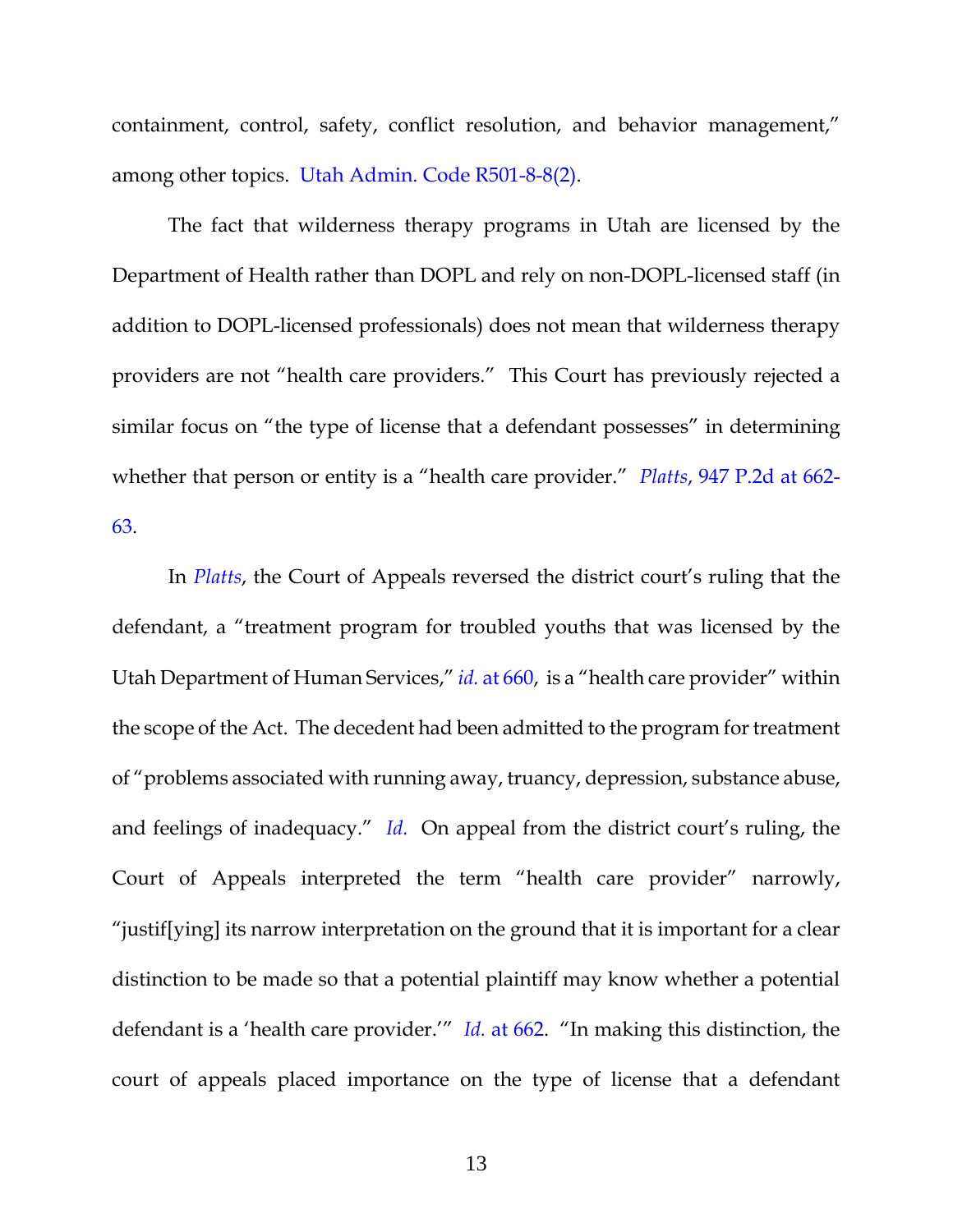containment, control, safety, conflict resolution, and behavior management," among other topics. Utah Admin. Code R501-8-8(2).

The fact that wilderness therapy programs in Utah are licensed by the Department of Health rather than DOPL and rely on non-DOPL-licensed staff (in addition to DOPL-licensed professionals) does not mean that wilderness therapy providers are not "health care providers." This Court has previously rejected a similar focus on "the type of license that a defendant possesses" in determining whether that person or entity is a "health care provider." *Platts*, 947 P.2d at 662-63.

In *Platts*, the Court of Appeals reversed the district court's ruling that the defendant, a "treatment program for troubled youths that was licensed by the Utah Department of Human Services," *id.* at 660, is a "health care provider" within the scope of the Act. The decedent had been admitted to the program for treatment of "problems associated with running away, truancy, depression, substance abuse, and feelings of inadequacy." *Id.* On appeal from the district court's ruling, the Court of Appeals interpreted the term "health care provider" narrowly, "justif[ying] its narrow interpretation on the ground that it is important for a clear distinction to be made so that a potential plaintiff may know whether a potential defendant is a 'health care provider.'" *Id.* at 662. "In making this distinction, the court of appeals placed importance on the type of license that a defendant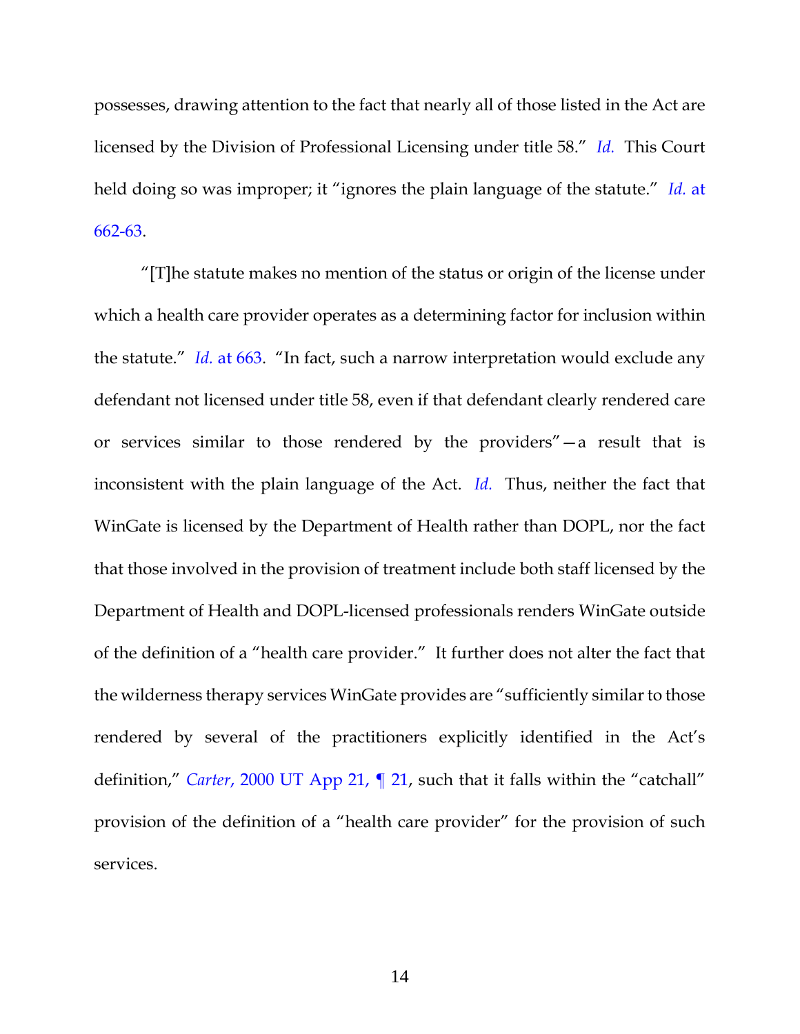possesses, drawing attention to the fact that nearly all of those listed in the Act are licensed by the Division of Professional Licensing under title 58." *Id.* This Court held doing so was improper; it "ignores the plain language of the statute." *Id.* at 662-63.

"[T]he statute makes no mention of the status or origin of the license under which a health care provider operates as a determining factor for inclusion within the statute." *Id.* at 663. "In fact, such a narrow interpretation would exclude any defendant not licensed under title 58, even if that defendant clearly rendered care or services similar to those rendered by the providers"—a result that is inconsistent with the plain language of the Act. *Id.* Thus, neither the fact that WinGate is licensed by the Department of Health rather than DOPL, nor the fact that those involved in the provision of treatment include both staff licensed by the Department of Health and DOPL-licensed professionals renders WinGate outside of the definition of a "health care provider." It further does not alter the fact that the wilderness therapy services WinGate provides are "sufficiently similar to those rendered by several of the practitioners explicitly identified in the Act's definition," *Carter*, 2000 UT App 21, ¶ 21, such that it falls within the "catchall" provision of the definition of a "health care provider" for the provision of such services.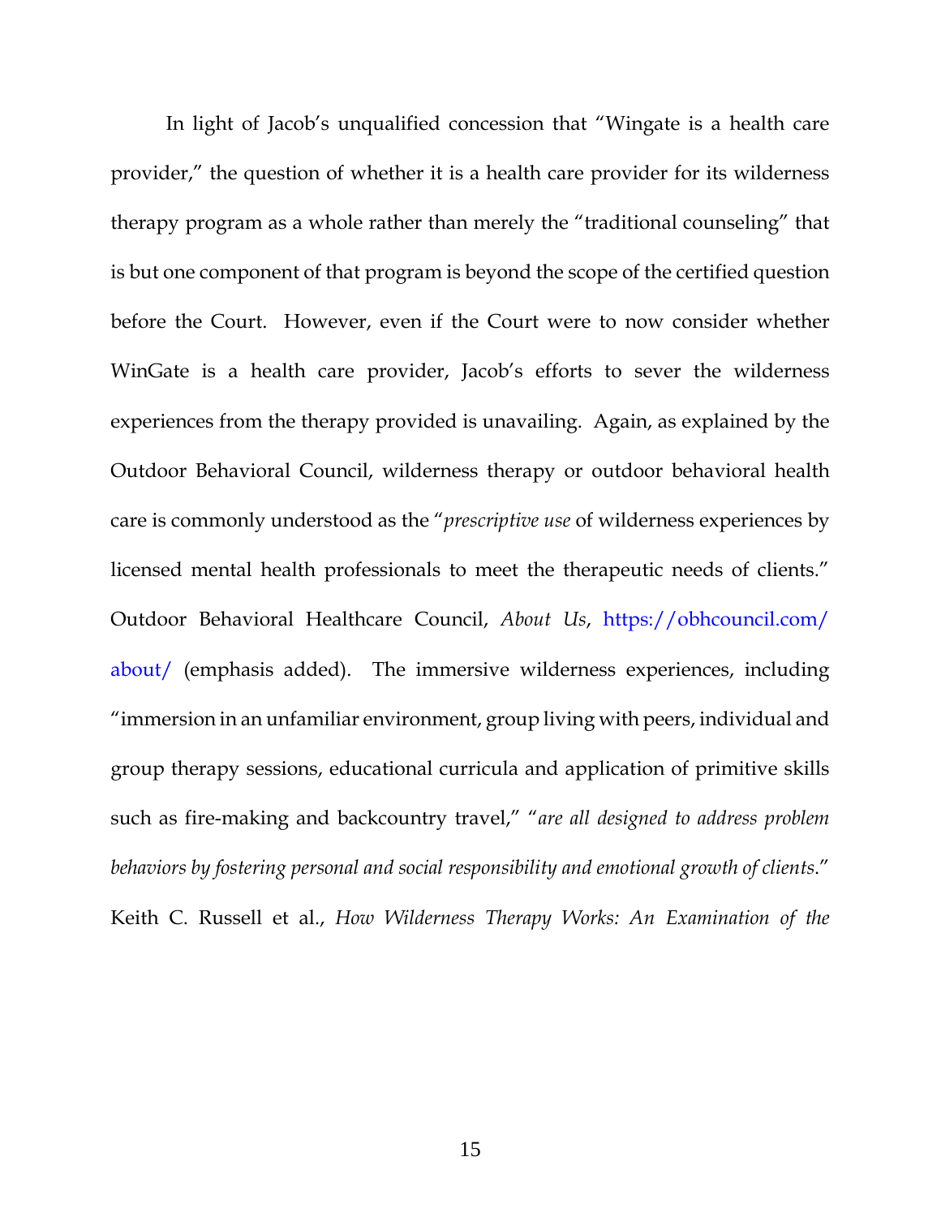In light of Jacob's unqualified concession that "Wingate is a health care provider," the question of whether it is a health care provider for its wilderness therapy program as a whole rather than merely the "traditional counseling" that is but one component of that program is beyond the scope of the certified question before the Court. However, even if the Court were to now consider whether WinGate is a health care provider, Jacob's efforts to sever the wilderness experiences from the therapy provided is unavailing. Again, as explained by the Outdoor Behavioral Council, wilderness therapy or outdoor behavioral health care is commonly understood as the "*prescriptive use* of wilderness experiences by licensed mental health professionals to meet the therapeutic needs of clients." Outdoor Behavioral Healthcare Council, *About Us*, https://obhcouncil.com/about/ (emphasis added). The immersive wilderness experiences, including "immersion in an unfamiliar environment, group living with peers, individual and group therapy sessions, educational curricula and application of primitive skills such as fire-making and backcountry travel," "*are all designed to address problem behaviors by fostering personal and social responsibility and emotional growth of clients*." Keith C. Russell et al., *How Wilderness Therapy Works: An Examination of the*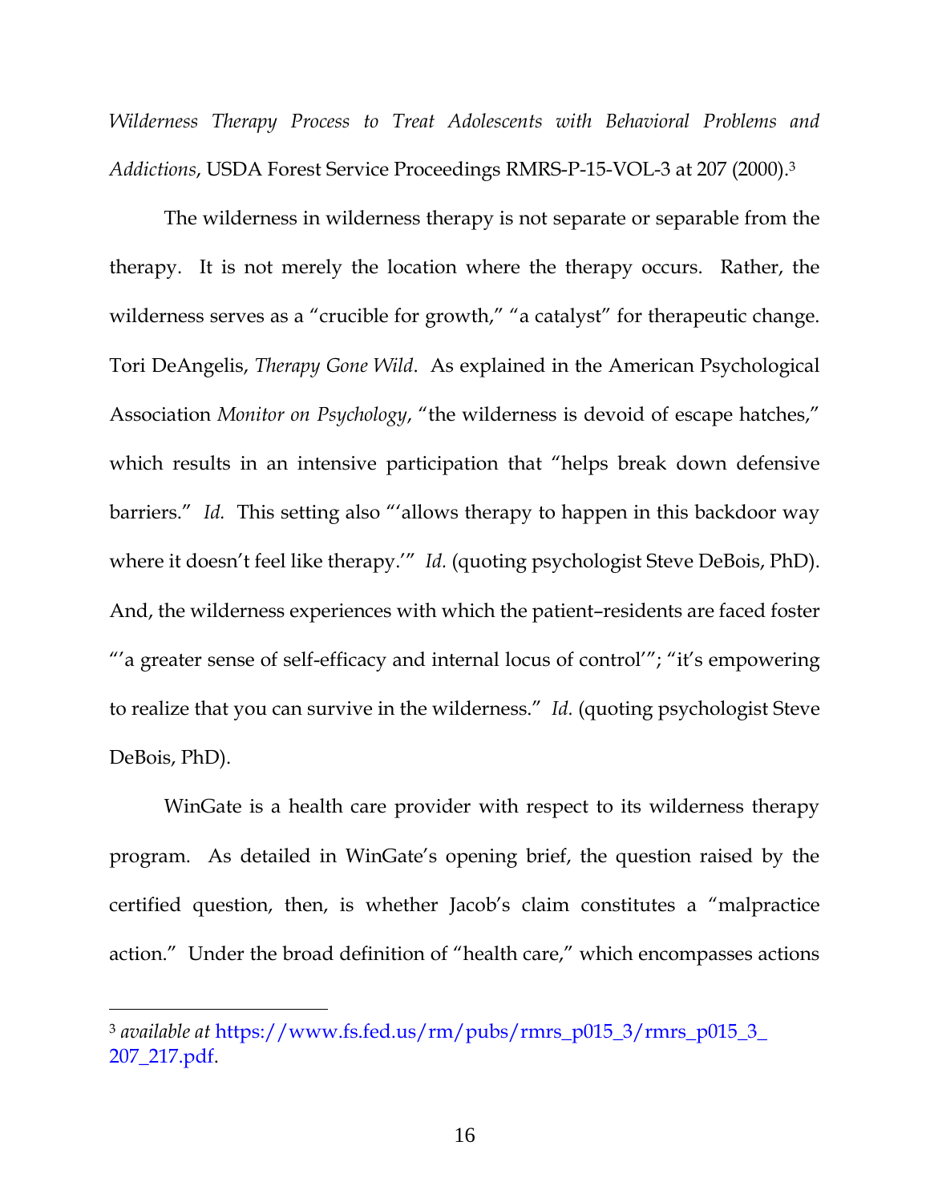*Wilderness Therapy Process to Treat Adolescents with Behavioral Problems and Addictions*, USDA Forest Service Proceedings RMRS-P-15-VOL-3 at 207 (2000).[3]

The wilderness in wilderness therapy is not separate or separable from the therapy. It is not merely the location where the therapy occurs. Rather, the wilderness serves as a "crucible for growth," "a catalyst" for therapeutic change. Tori DeAngelis, *Therapy Gone Wild*. As explained in the American Psychological Association *Monitor on Psychology*, "the wilderness is devoid of escape hatches," which results in an intensive participation that "helps break down defensive barriers." *Id.* This setting also "'allows therapy to happen in this backdoor way where it doesn't feel like therapy.'" *Id.* (quoting psychologist Steve DeBois, PhD). And, the wilderness experiences with which the patient–residents are faced foster "'a greater sense of self-efficacy and internal locus of control'"; "it's empowering to realize that you can survive in the wilderness." *Id.* (quoting psychologist Steve DeBois, PhD).

WinGate is a health care provider with respect to its wilderness therapy program. As detailed in WinGate's opening brief, the question raised by the certified question, then, is whether Jacob's claim constitutes a "malpractice action." Under the broad definition of "health care," which encompasses actions

---

[3] *available at* https://www.fs.fed.us/rm/pubs/rmrs_p015_3/rmrs_p015_3_207_217.pdf.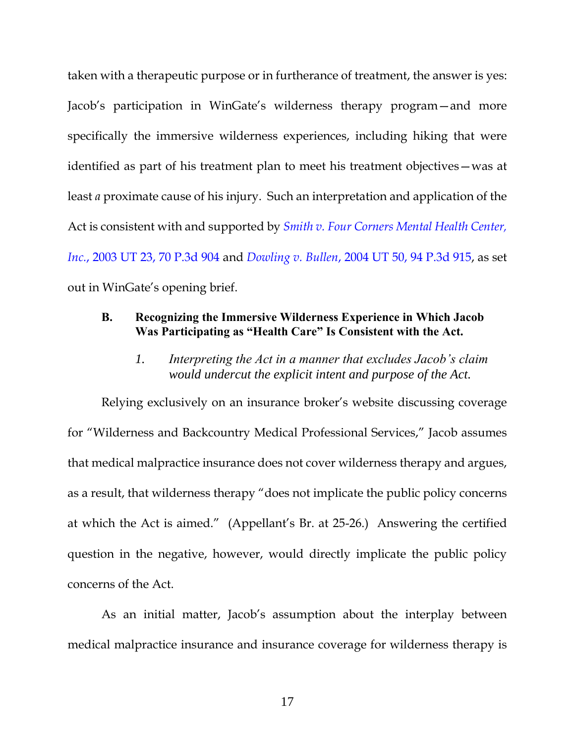taken with a therapeutic purpose or in furtherance of treatment, the answer is yes: Jacob's participation in WinGate's wilderness therapy program—and more specifically the immersive wilderness experiences, including hiking that were identified as part of his treatment plan to meet his treatment objectives—was at least *a* proximate cause of his injury. Such an interpretation and application of the Act is consistent with and supported by *Smith v. Four Corners Mental Health Center, Inc.*, 2003 UT 23, 70 P.3d 904 and *Dowling v. Bullen*, 2004 UT 50, 94 P.3d 915, as set out in WinGate's opening brief.

### B. Recognizing the Immersive Wilderness Experience in Which Jacob Was Participating as "Health Care" Is Consistent with the Act.

#### *1. Interpreting the Act in a manner that excludes Jacob's claim would undercut the explicit intent and purpose of the Act.*

Relying exclusively on an insurance broker's website discussing coverage for "Wilderness and Backcountry Medical Professional Services," Jacob assumes that medical malpractice insurance does not cover wilderness therapy and argues, as a result, that wilderness therapy "does not implicate the public policy concerns at which the Act is aimed." (Appellant's Br. at 25-26.) Answering the certified question in the negative, however, would directly implicate the public policy concerns of the Act.

As an initial matter, Jacob's assumption about the interplay between medical malpractice insurance and insurance coverage for wilderness therapy is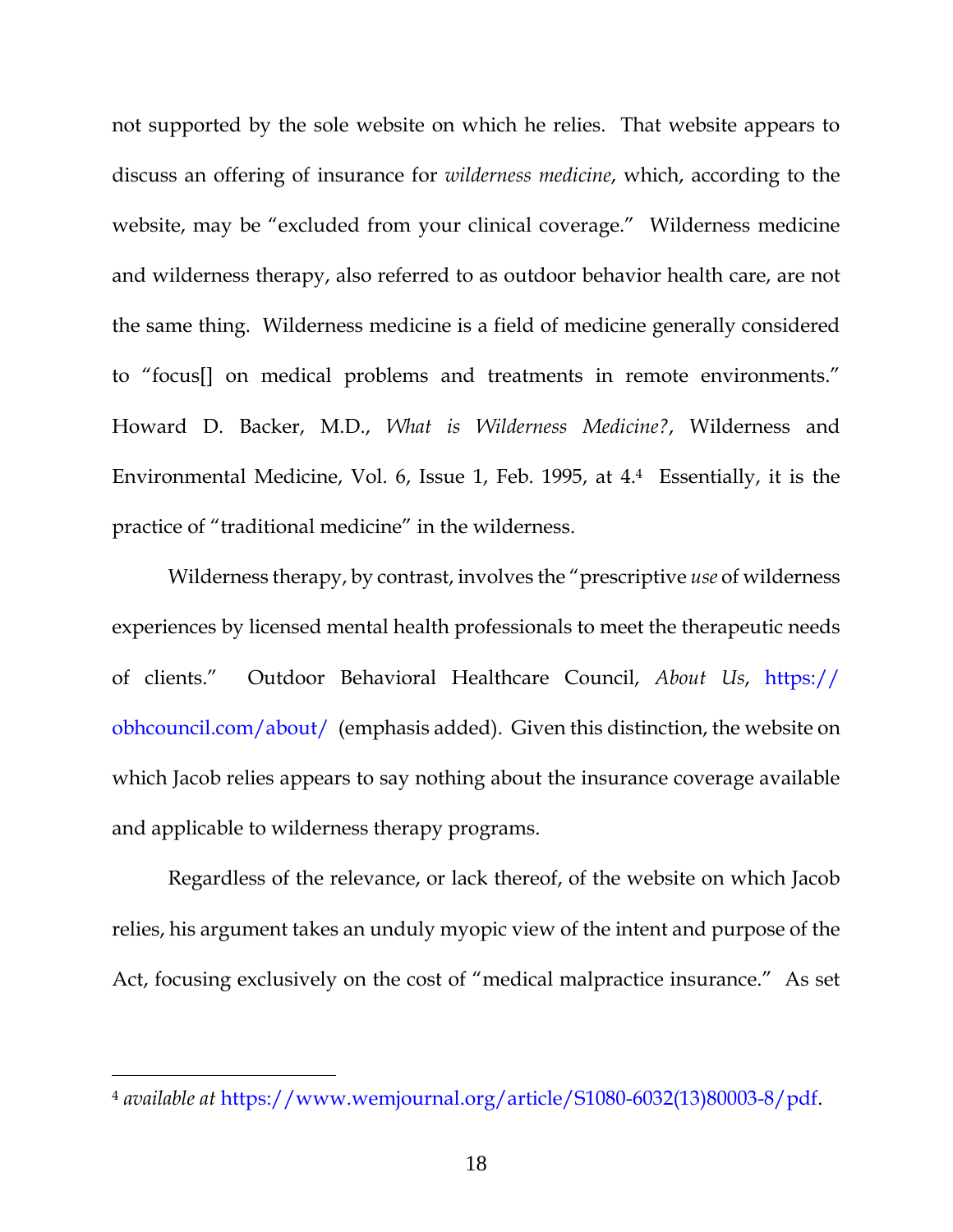not supported by the sole website on which he relies. That website appears to discuss an offering of insurance for *wilderness medicine*, which, according to the website, may be "excluded from your clinical coverage." Wilderness medicine and wilderness therapy, also referred to as outdoor behavior health care, are not the same thing. Wilderness medicine is a field of medicine generally considered to "focus[] on medical problems and treatments in remote environments." Howard D. Backer, M.D., *What is Wilderness Medicine?*, Wilderness and Environmental Medicine, Vol. 6, Issue 1, Feb. 1995, at 4.[4] Essentially, it is the practice of "traditional medicine" in the wilderness.

Wilderness therapy, by contrast, involves the "prescriptive *use* of wilderness experiences by licensed mental health professionals to meet the therapeutic needs of clients." Outdoor Behavioral Healthcare Council, *About Us*, https://obhcouncil.com/about/ (emphasis added). Given this distinction, the website on which Jacob relies appears to say nothing about the insurance coverage available and applicable to wilderness therapy programs.

Regardless of the relevance, or lack thereof, of the website on which Jacob relies, his argument takes an unduly myopic view of the intent and purpose of the Act, focusing exclusively on the cost of "medical malpractice insurance." As set

---

[4] *available at* https://www.wemjournal.org/article/S1080-6032(13)80003-8/pdf.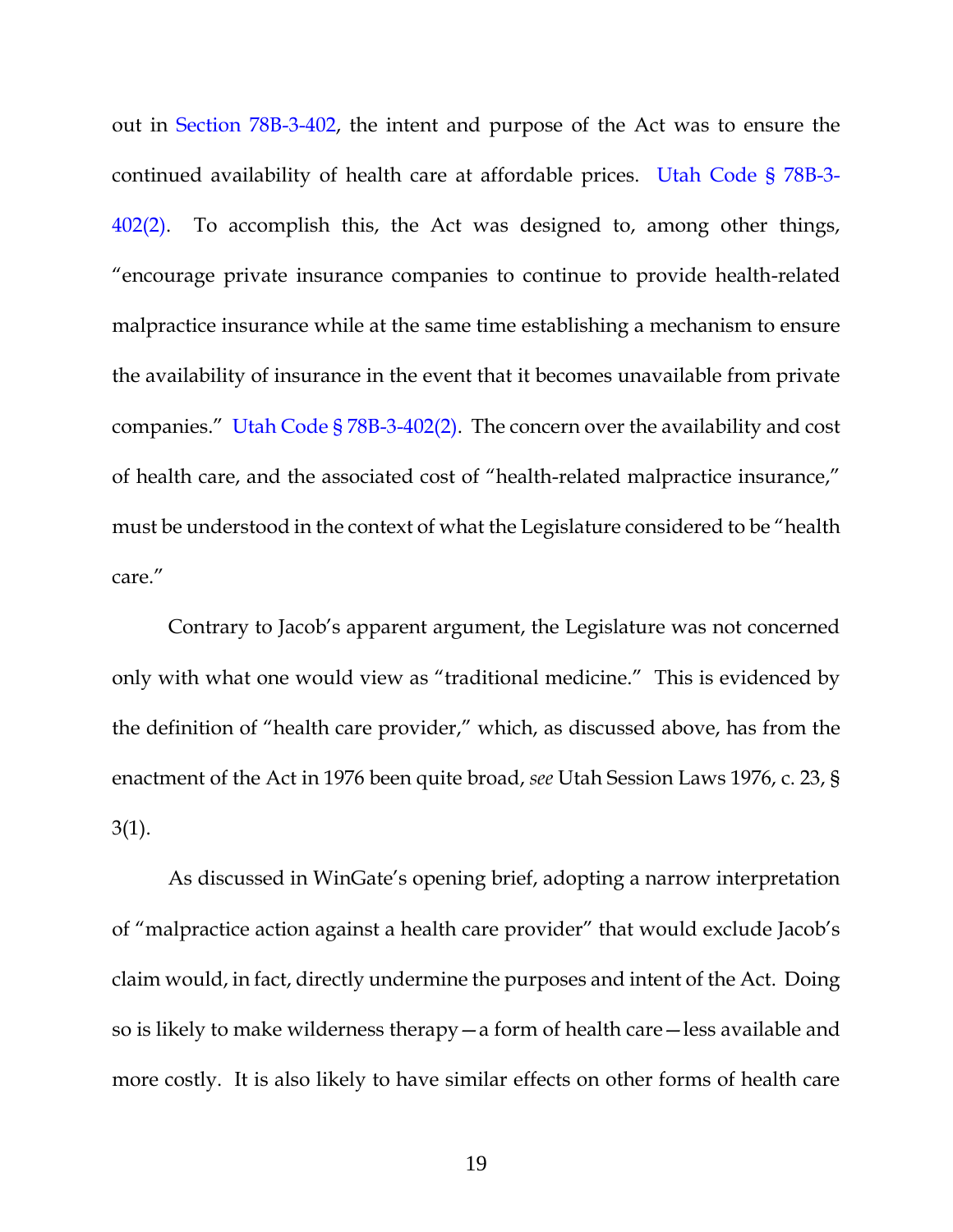out in Section 78B-3-402, the intent and purpose of the Act was to ensure the continued availability of health care at affordable prices. Utah Code § 78B-3-402(2). To accomplish this, the Act was designed to, among other things, "encourage private insurance companies to continue to provide health-related malpractice insurance while at the same time establishing a mechanism to ensure the availability of insurance in the event that it becomes unavailable from private companies." Utah Code § 78B-3-402(2). The concern over the availability and cost of health care, and the associated cost of "health-related malpractice insurance," must be understood in the context of what the Legislature considered to be "health care."

Contrary to Jacob's apparent argument, the Legislature was not concerned only with what one would view as "traditional medicine." This is evidenced by the definition of "health care provider," which, as discussed above, has from the enactment of the Act in 1976 been quite broad, *see* Utah Session Laws 1976, c. 23, § 3(1).

As discussed in WinGate's opening brief, adopting a narrow interpretation of "malpractice action against a health care provider" that would exclude Jacob's claim would, in fact, directly undermine the purposes and intent of the Act. Doing so is likely to make wilderness therapy—a form of health care—less available and more costly. It is also likely to have similar effects on other forms of health care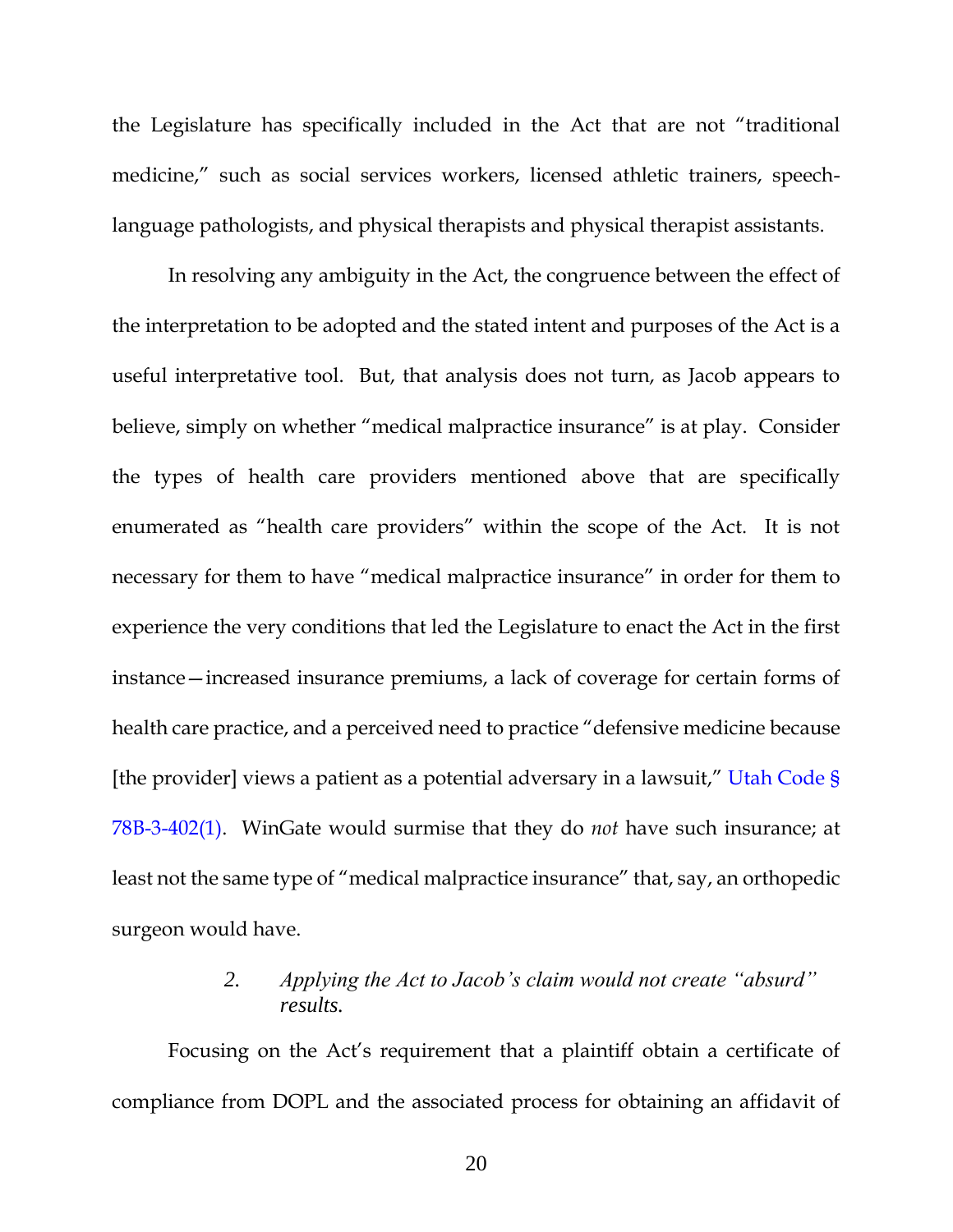the Legislature has specifically included in the Act that are not "traditional medicine," such as social services workers, licensed athletic trainers, speech-language pathologists, and physical therapists and physical therapist assistants.

In resolving any ambiguity in the Act, the congruence between the effect of the interpretation to be adopted and the stated intent and purposes of the Act is a useful interpretative tool. But, that analysis does not turn, as Jacob appears to believe, simply on whether "medical malpractice insurance" is at play. Consider the types of health care providers mentioned above that are specifically enumerated as "health care providers" within the scope of the Act. It is not necessary for them to have "medical malpractice insurance" in order for them to experience the very conditions that led the Legislature to enact the Act in the first instance—increased insurance premiums, a lack of coverage for certain forms of health care practice, and a perceived need to practice "defensive medicine because [the provider] views a patient as a potential adversary in a lawsuit," Utah Code § 78B-3-402(1). WinGate would surmise that they do *not* have such insurance; at least not the same type of "medical malpractice insurance" that, say, an orthopedic surgeon would have.

### 2. *Applying the Act to Jacob's claim would not create "absurd" results.*

Focusing on the Act's requirement that a plaintiff obtain a certificate of compliance from DOPL and the associated process for obtaining an affidavit of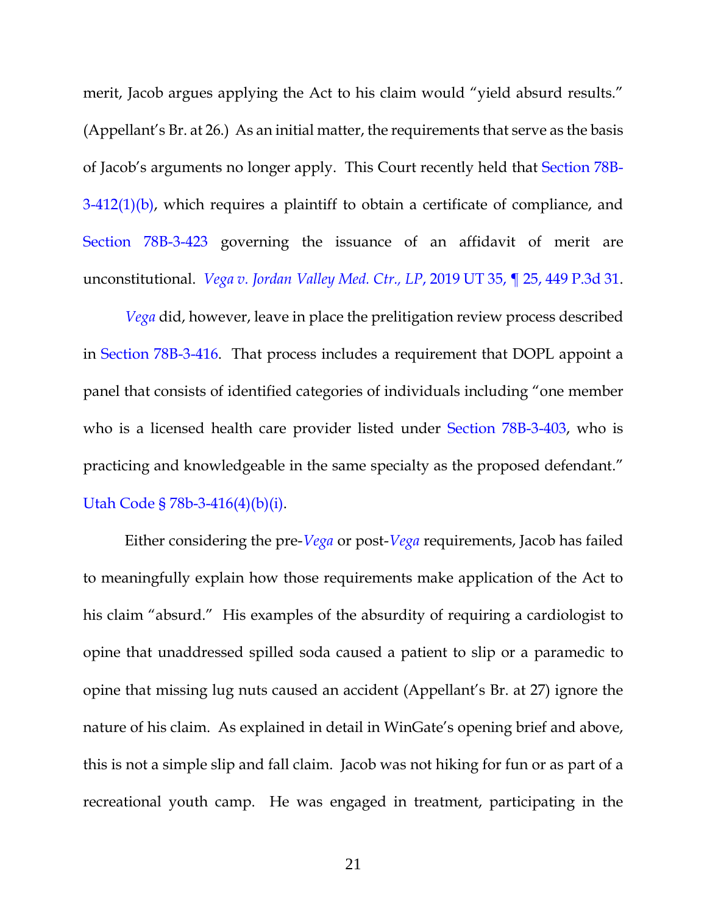merit, Jacob argues applying the Act to his claim would "yield absurd results." (Appellant's Br. at 26.) As an initial matter, the requirements that serve as the basis of Jacob's arguments no longer apply. This Court recently held that Section 78B-3-412(1)(b), which requires a plaintiff to obtain a certificate of compliance, and Section 78B-3-423 governing the issuance of an affidavit of merit are unconstitutional. *Vega v. Jordan Valley Med. Ctr., LP*, 2019 UT 35, ¶ 25, 449 P.3d 31.

*Vega* did, however, leave in place the prelitigation review process described in Section 78B-3-416. That process includes a requirement that DOPL appoint a panel that consists of identified categories of individuals including "one member who is a licensed health care provider listed under Section 78B-3-403, who is practicing and knowledgeable in the same specialty as the proposed defendant." Utah Code § 78b-3-416(4)(b)(i).

Either considering the pre-*Vega* or post-*Vega* requirements, Jacob has failed to meaningfully explain how those requirements make application of the Act to his claim "absurd." His examples of the absurdity of requiring a cardiologist to opine that unaddressed spilled soda caused a patient to slip or a paramedic to opine that missing lug nuts caused an accident (Appellant's Br. at 27) ignore the nature of his claim. As explained in detail in WinGate's opening brief and above, this is not a simple slip and fall claim. Jacob was not hiking for fun or as part of a recreational youth camp. He was engaged in treatment, participating in the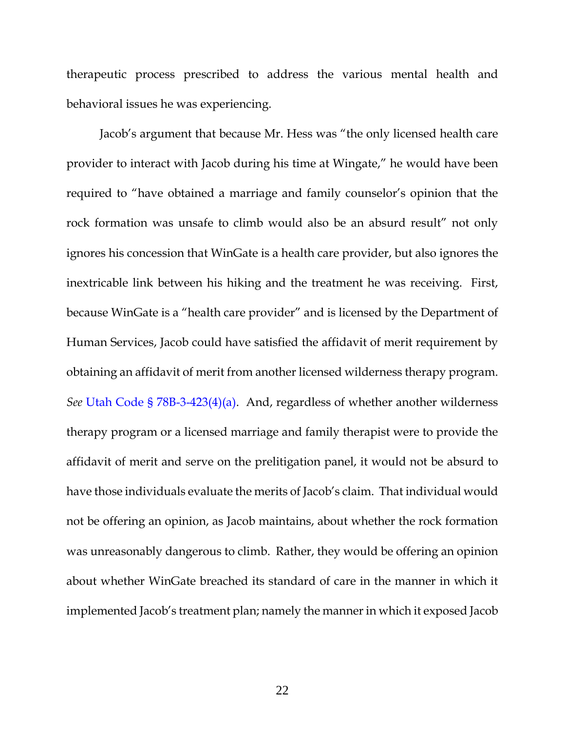therapeutic process prescribed to address the various mental health and behavioral issues he was experiencing.

Jacob's argument that because Mr. Hess was "the only licensed health care provider to interact with Jacob during his time at Wingate," he would have been required to "have obtained a marriage and family counselor's opinion that the rock formation was unsafe to climb would also be an absurd result" not only ignores his concession that WinGate is a health care provider, but also ignores the inextricable link between his hiking and the treatment he was receiving. First, because WinGate is a "health care provider" and is licensed by the Department of Human Services, Jacob could have satisfied the affidavit of merit requirement by obtaining an affidavit of merit from another licensed wilderness therapy program. *See* Utah Code § 78B-3-423(4)(a). And, regardless of whether another wilderness therapy program or a licensed marriage and family therapist were to provide the affidavit of merit and serve on the prelitigation panel, it would not be absurd to have those individuals evaluate the merits of Jacob's claim. That individual would not be offering an opinion, as Jacob maintains, about whether the rock formation was unreasonably dangerous to climb. Rather, they would be offering an opinion about whether WinGate breached its standard of care in the manner in which it implemented Jacob's treatment plan; namely the manner in which it exposed Jacob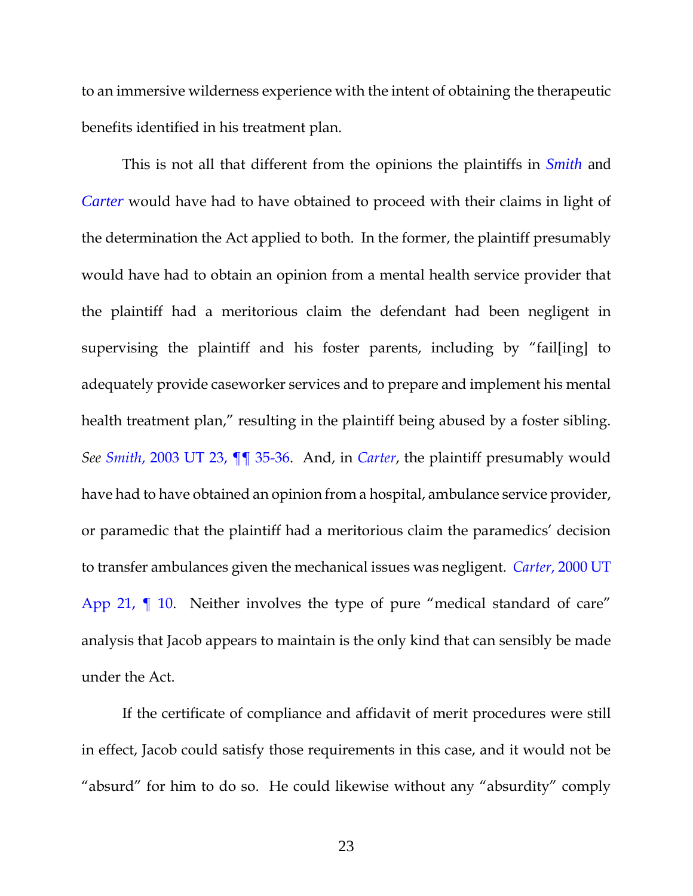to an immersive wilderness experience with the intent of obtaining the therapeutic benefits identified in his treatment plan.

This is not all that different from the opinions the plaintiffs in *Smith* and *Carter* would have had to have obtained to proceed with their claims in light of the determination the Act applied to both. In the former, the plaintiff presumably would have had to obtain an opinion from a mental health service provider that the plaintiff had a meritorious claim the defendant had been negligent in supervising the plaintiff and his foster parents, including by "fail[ing] to adequately provide caseworker services and to prepare and implement his mental health treatment plan," resulting in the plaintiff being abused by a foster sibling. *See Smith*, 2003 UT 23, ¶¶ 35-36. And, in *Carter*, the plaintiff presumably would have had to have obtained an opinion from a hospital, ambulance service provider, or paramedic that the plaintiff had a meritorious claim the paramedics' decision to transfer ambulances given the mechanical issues was negligent. *Carter*, 2000 UT App 21, ¶ 10. Neither involves the type of pure "medical standard of care" analysis that Jacob appears to maintain is the only kind that can sensibly be made under the Act.

If the certificate of compliance and affidavit of merit procedures were still in effect, Jacob could satisfy those requirements in this case, and it would not be "absurd" for him to do so. He could likewise without any "absurdity" comply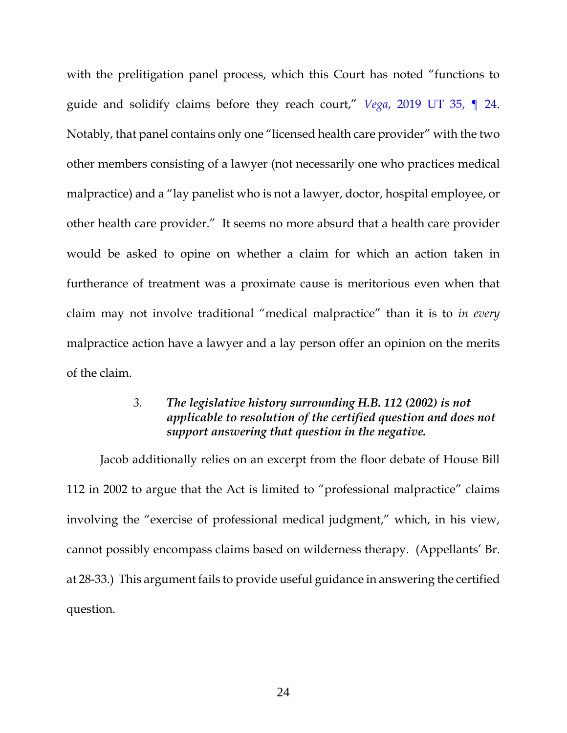with the prelitigation panel process, which this Court has noted "functions to guide and solidify claims before they reach court," *Vega*, 2019 UT 35, ¶ 24. Notably, that panel contains only one "licensed health care provider" with the two other members consisting of a lawyer (not necessarily one who practices medical malpractice) and a "lay panelist who is not a lawyer, doctor, hospital employee, or other health care provider." It seems no more absurd that a health care provider would be asked to opine on whether a claim for which an action taken in furtherance of treatment was a proximate cause is meritorious even when that claim may not involve traditional "medical malpractice" than it is to *in every* malpractice action have a lawyer and a lay person offer an opinion on the merits of the claim.

### *3. The legislative history surrounding H.B. 112 (2002) is not applicable to resolution of the certified question and does not support answering that question in the negative.*

Jacob additionally relies on an excerpt from the floor debate of House Bill 112 in 2002 to argue that the Act is limited to "professional malpractice" claims involving the "exercise of professional medical judgment," which, in his view, cannot possibly encompass claims based on wilderness therapy. (Appellants' Br. at 28-33.) This argument fails to provide useful guidance in answering the certified question.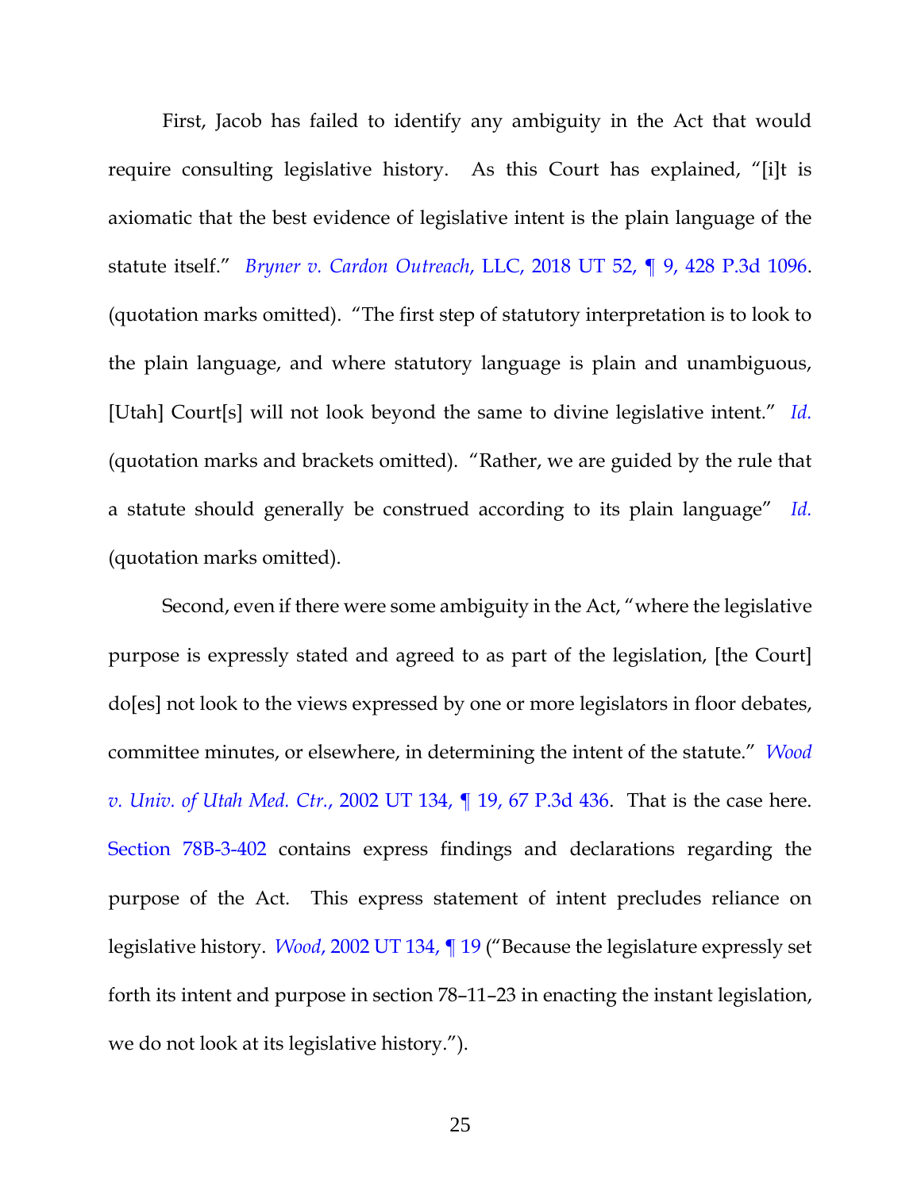First, Jacob has failed to identify any ambiguity in the Act that would require consulting legislative history. As this Court has explained, "[i]t is axiomatic that the best evidence of legislative intent is the plain language of the statute itself." *Bryner v. Cardon Outreach*, LLC, 2018 UT 52, ¶ 9, 428 P.3d 1096. (quotation marks omitted). "The first step of statutory interpretation is to look to the plain language, and where statutory language is plain and unambiguous, [Utah] Court[s] will not look beyond the same to divine legislative intent." *Id.* (quotation marks and brackets omitted). "Rather, we are guided by the rule that a statute should generally be construed according to its plain language" *Id.* (quotation marks omitted).

Second, even if there were some ambiguity in the Act, "where the legislative purpose is expressly stated and agreed to as part of the legislation, [the Court] do[es] not look to the views expressed by one or more legislators in floor debates, committee minutes, or elsewhere, in determining the intent of the statute." *Wood v. Univ. of Utah Med. Ctr.*, 2002 UT 134, ¶ 19, 67 P.3d 436. That is the case here. Section 78B-3-402 contains express findings and declarations regarding the purpose of the Act. This express statement of intent precludes reliance on legislative history. *Wood*, 2002 UT 134, ¶ 19 ("Because the legislature expressly set forth its intent and purpose in section 78–11–23 in enacting the instant legislation, we do not look at its legislative history.").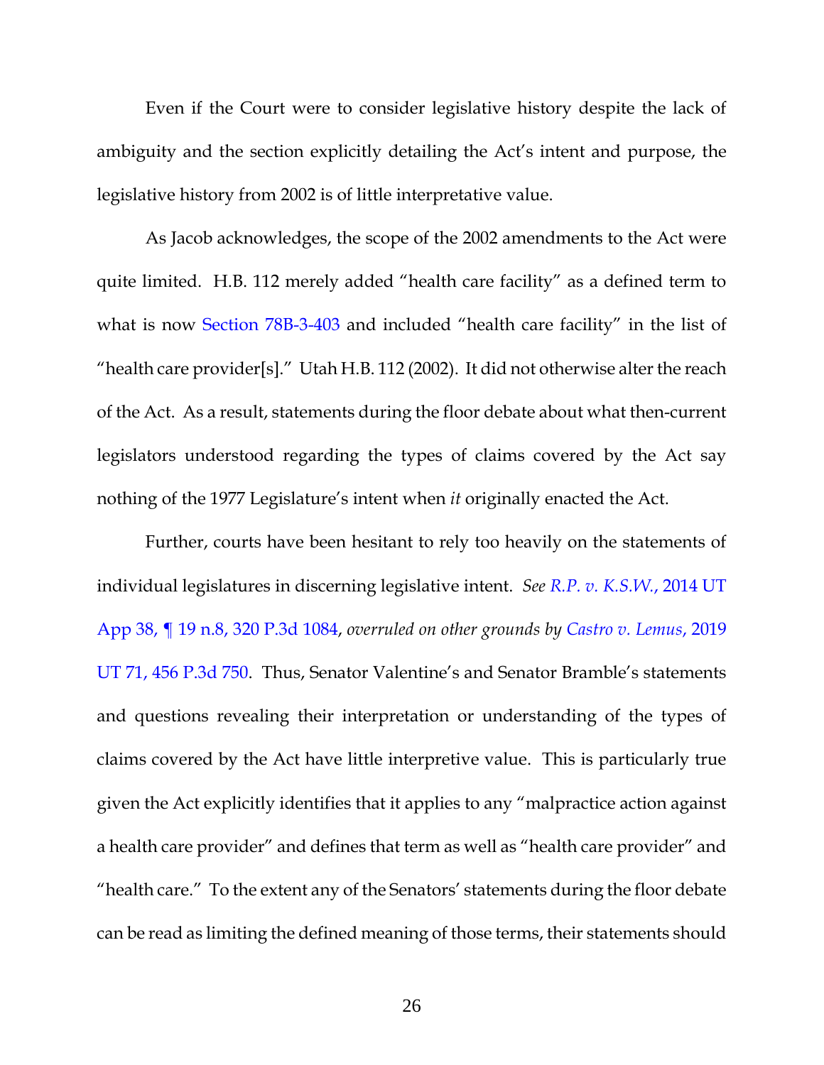Even if the Court were to consider legislative history despite the lack of ambiguity and the section explicitly detailing the Act's intent and purpose, the legislative history from 2002 is of little interpretative value.

As Jacob acknowledges, the scope of the 2002 amendments to the Act were quite limited. H.B. 112 merely added "health care facility" as a defined term to what is now Section 78B-3-403 and included "health care facility" in the list of "health care provider[s]." Utah H.B. 112 (2002). It did not otherwise alter the reach of the Act. As a result, statements during the floor debate about what then-current legislators understood regarding the types of claims covered by the Act say nothing of the 1977 Legislature's intent when *it* originally enacted the Act.

Further, courts have been hesitant to rely too heavily on the statements of individual legislatures in discerning legislative intent. *See R.P. v. K.S.W.*, 2014 UT App 38, ¶ 19 n.8, 320 P.3d 1084, *overruled on other grounds by Castro v. Lemus*, 2019 UT 71, 456 P.3d 750. Thus, Senator Valentine's and Senator Bramble's statements and questions revealing their interpretation or understanding of the types of claims covered by the Act have little interpretive value. This is particularly true given the Act explicitly identifies that it applies to any "malpractice action against a health care provider" and defines that term as well as "health care provider" and "health care." To the extent any of the Senators' statements during the floor debate can be read as limiting the defined meaning of those terms, their statements should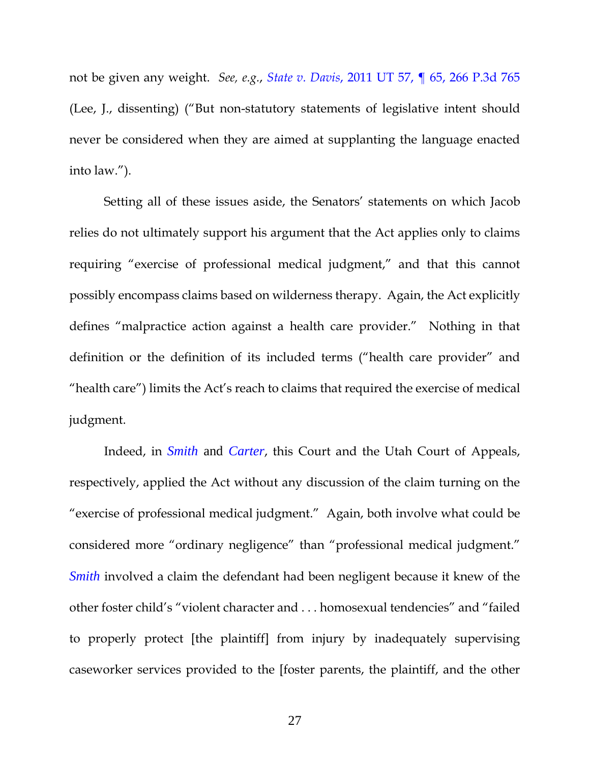not be given any weight. *See, e.g.*, *State v. Davis*, 2011 UT 57, ¶ 65, 266 P.3d 765 (Lee, J., dissenting) ("But non-statutory statements of legislative intent should never be considered when they are aimed at supplanting the language enacted into law.").

Setting all of these issues aside, the Senators' statements on which Jacob relies do not ultimately support his argument that the Act applies only to claims requiring "exercise of professional medical judgment," and that this cannot possibly encompass claims based on wilderness therapy. Again, the Act explicitly defines "malpractice action against a health care provider." Nothing in that definition or the definition of its included terms ("health care provider" and "health care") limits the Act's reach to claims that required the exercise of medical judgment.

Indeed, in *Smith* and *Carter*, this Court and the Utah Court of Appeals, respectively, applied the Act without any discussion of the claim turning on the "exercise of professional medical judgment." Again, both involve what could be considered more "ordinary negligence" than "professional medical judgment." *Smith* involved a claim the defendant had been negligent because it knew of the other foster child's "violent character and . . . homosexual tendencies" and "failed to properly protect [the plaintiff] from injury by inadequately supervising caseworker services provided to the [foster parents, the plaintiff, and the other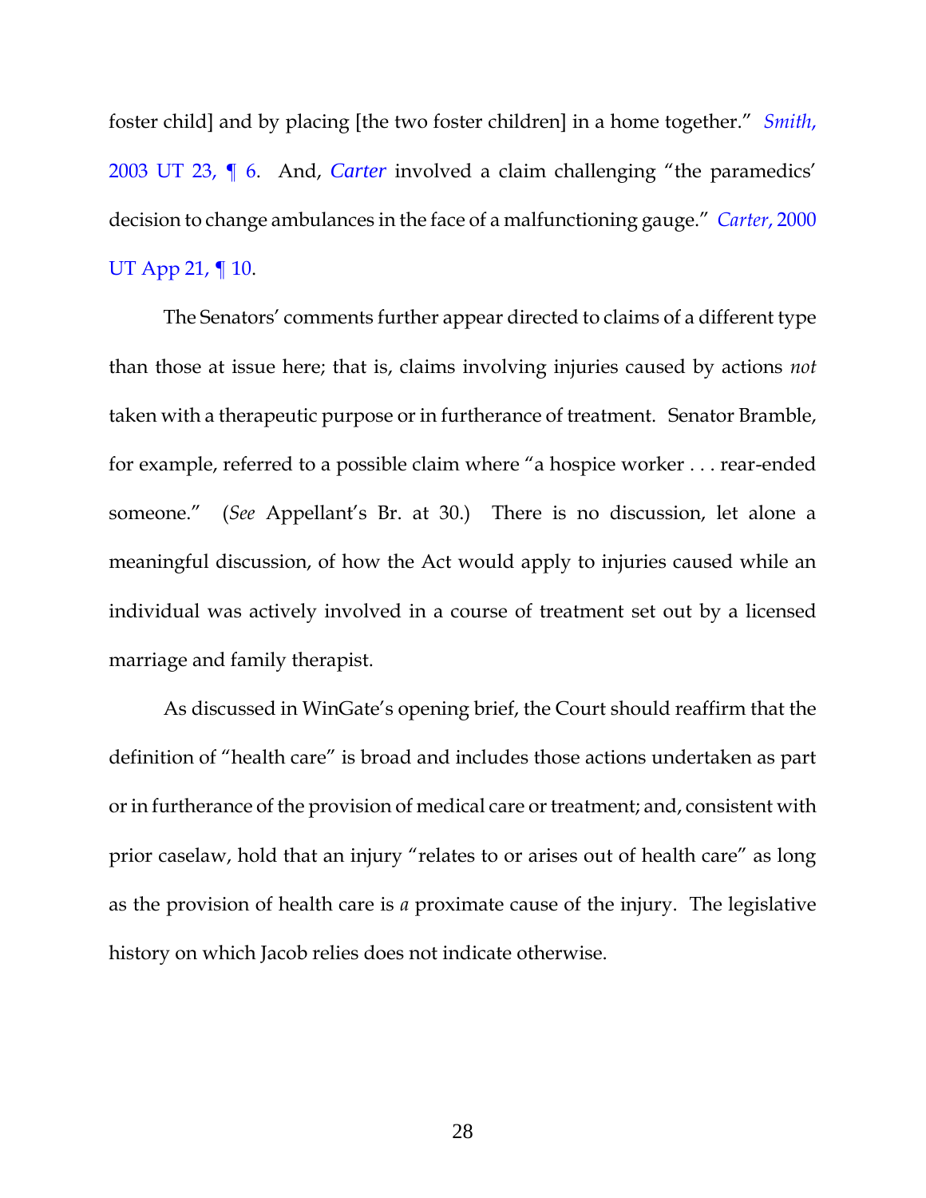foster child] and by placing [the two foster children] in a home together." *Smith*, 2003 UT 23, ¶ 6. And, *Carter* involved a claim challenging "the paramedics' decision to change ambulances in the face of a malfunctioning gauge." *Carter*, 2000 UT App 21, ¶ 10.

The Senators' comments further appear directed to claims of a different type than those at issue here; that is, claims involving injuries caused by actions *not* taken with a therapeutic purpose or in furtherance of treatment. Senator Bramble, for example, referred to a possible claim where "a hospice worker . . . rear-ended someone." (*See* Appellant's Br. at 30.) There is no discussion, let alone a meaningful discussion, of how the Act would apply to injuries caused while an individual was actively involved in a course of treatment set out by a licensed marriage and family therapist.

As discussed in WinGate's opening brief, the Court should reaffirm that the definition of "health care" is broad and includes those actions undertaken as part or in furtherance of the provision of medical care or treatment; and, consistent with prior caselaw, hold that an injury "relates to or arises out of health care" as long as the provision of health care is *a* proximate cause of the injury. The legislative history on which Jacob relies does not indicate otherwise.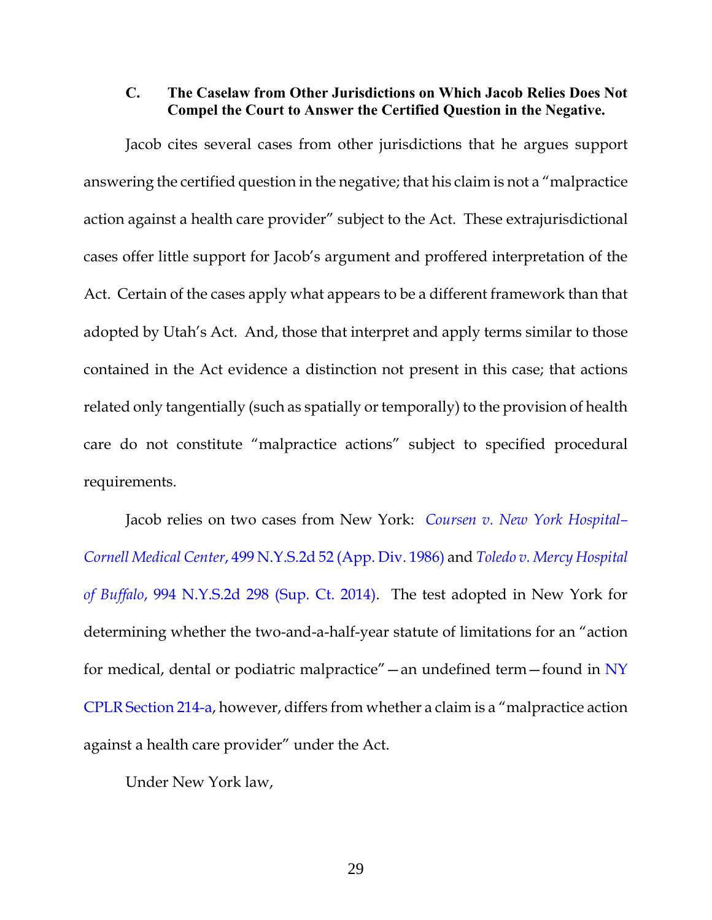### C. The Caselaw from Other Jurisdictions on Which Jacob Relies Does Not Compel the Court to Answer the Certified Question in the Negative.

Jacob cites several cases from other jurisdictions that he argues support answering the certified question in the negative; that his claim is not a "malpractice action against a health care provider" subject to the Act. These extrajurisdictional cases offer little support for Jacob's argument and proffered interpretation of the Act. Certain of the cases apply what appears to be a different framework than that adopted by Utah's Act. And, those that interpret and apply terms similar to those contained in the Act evidence a distinction not present in this case; that actions related only tangentially (such as spatially or temporally) to the provision of health care do not constitute "malpractice actions" subject to specified procedural requirements.

Jacob relies on two cases from New York: *Coursen v. New York Hospital–Cornell Medical Center*, 499 N.Y.S.2d 52 (App. Div. 1986) and *Toledo v. Mercy Hospital of Buffalo*, 994 N.Y.S.2d 298 (Sup. Ct. 2014). The test adopted in New York for determining whether the two-and-a-half-year statute of limitations for an "action for medical, dental or podiatric malpractice"—an undefined term—found in NY CPLR Section 214-a, however, differs from whether a claim is a "malpractice action against a health care provider" under the Act.

Under New York law,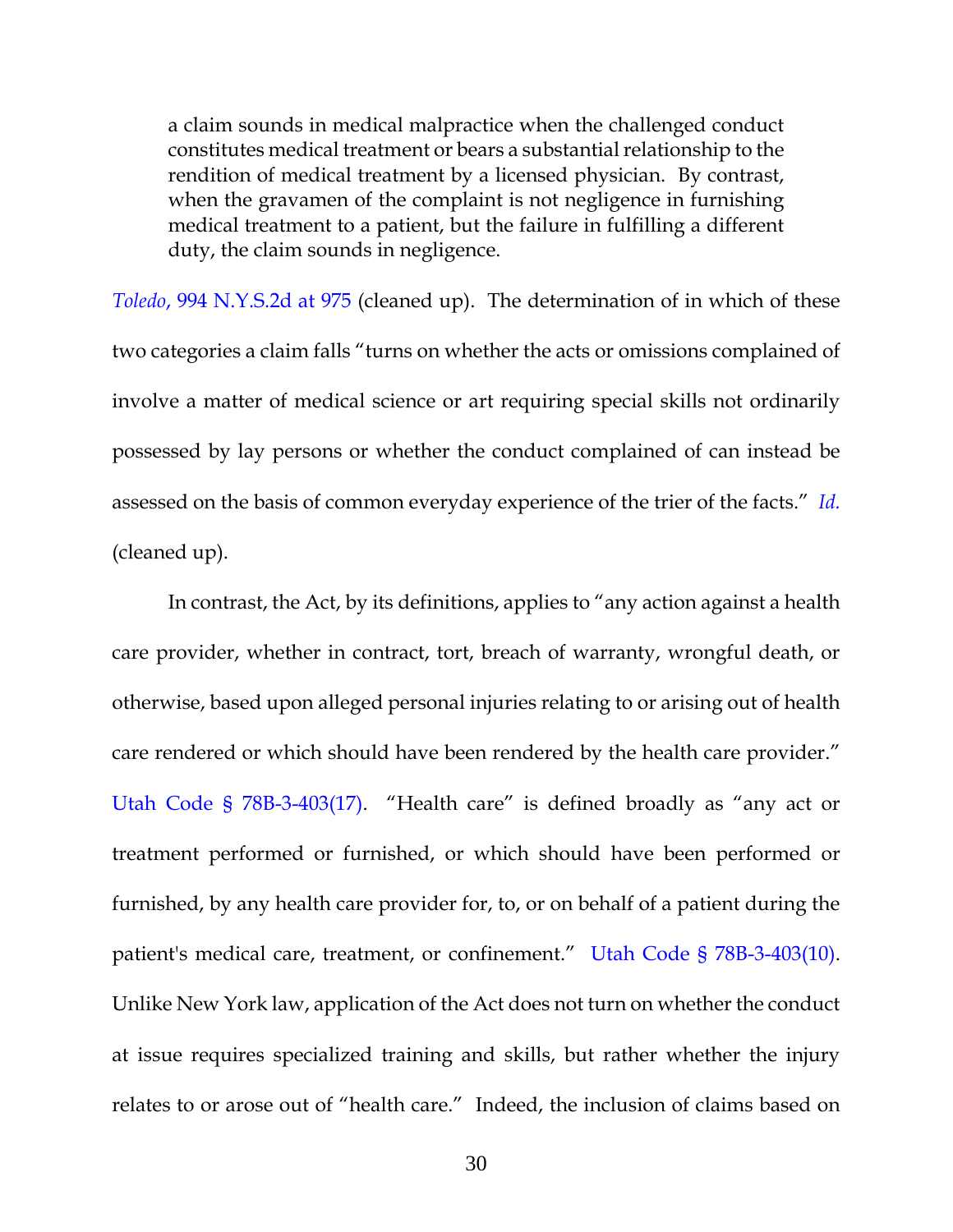> a claim sounds in medical malpractice when the challenged conduct constitutes medical treatment or bears a substantial relationship to the rendition of medical treatment by a licensed physician. By contrast, when the gravamen of the complaint is not negligence in furnishing medical treatment to a patient, but the failure in fulfilling a different duty, the claim sounds in negligence.

*Toledo*, 994 N.Y.S.2d at 975 (cleaned up). The determination of in which of these two categories a claim falls "turns on whether the acts or omissions complained of involve a matter of medical science or art requiring special skills not ordinarily possessed by lay persons or whether the conduct complained of can instead be assessed on the basis of common everyday experience of the trier of the facts." *Id.* (cleaned up).

In contrast, the Act, by its definitions, applies to "any action against a health care provider, whether in contract, tort, breach of warranty, wrongful death, or otherwise, based upon alleged personal injuries relating to or arising out of health care rendered or which should have been rendered by the health care provider." Utah Code § 78B-3-403(17). "Health care" is defined broadly as "any act or treatment performed or furnished, or which should have been performed or furnished, by any health care provider for, to, or on behalf of a patient during the patient's medical care, treatment, or confinement." Utah Code § 78B-3-403(10). Unlike New York law, application of the Act does not turn on whether the conduct at issue requires specialized training and skills, but rather whether the injury relates to or arose out of "health care." Indeed, the inclusion of claims based on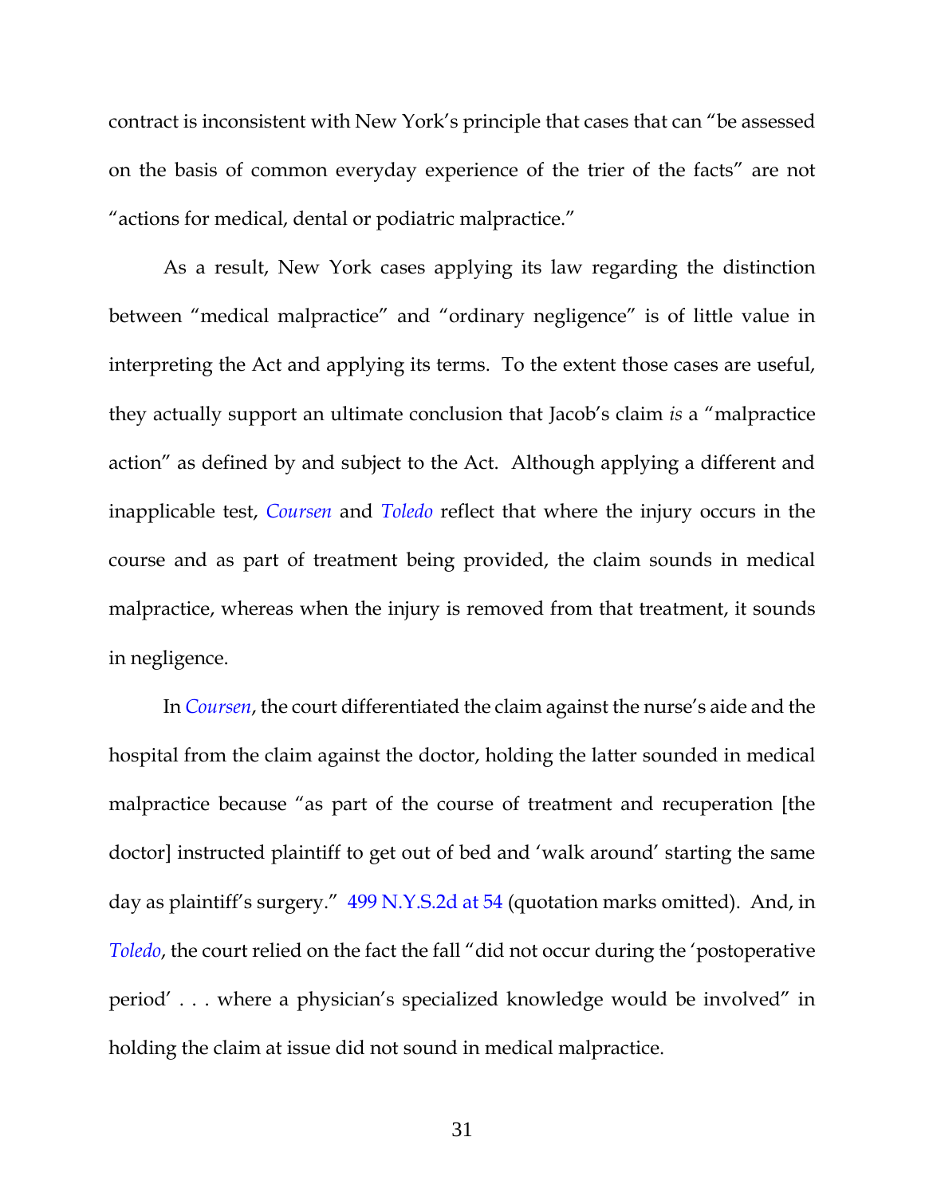contract is inconsistent with New York's principle that cases that can "be assessed on the basis of common everyday experience of the trier of the facts" are not "actions for medical, dental or podiatric malpractice."

As a result, New York cases applying its law regarding the distinction between "medical malpractice" and "ordinary negligence" is of little value in interpreting the Act and applying its terms. To the extent those cases are useful, they actually support an ultimate conclusion that Jacob's claim *is* a "malpractice action" as defined by and subject to the Act. Although applying a different and inapplicable test, *Coursen* and *Toledo* reflect that where the injury occurs in the course and as part of treatment being provided, the claim sounds in medical malpractice, whereas when the injury is removed from that treatment, it sounds in negligence.

In *Coursen*, the court differentiated the claim against the nurse's aide and the hospital from the claim against the doctor, holding the latter sounded in medical malpractice because "as part of the course of treatment and recuperation [the doctor] instructed plaintiff to get out of bed and 'walk around' starting the same day as plaintiff's surgery." 499 N.Y.S.2d at 54 (quotation marks omitted). And, in *Toledo*, the court relied on the fact the fall "did not occur during the 'postoperative period' . . . where a physician's specialized knowledge would be involved" in holding the claim at issue did not sound in medical malpractice.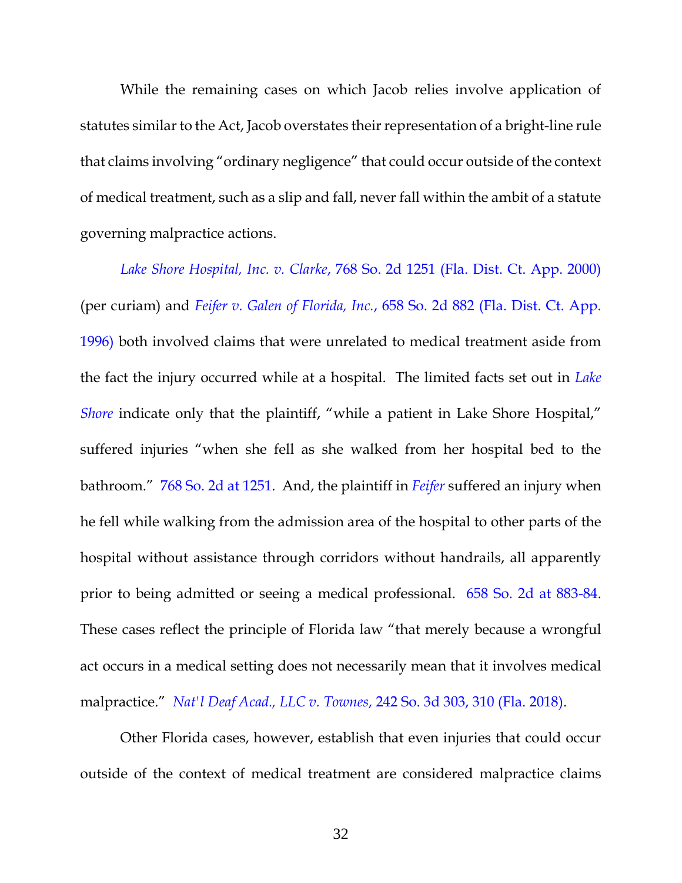While the remaining cases on which Jacob relies involve application of statutes similar to the Act, Jacob overstates their representation of a bright-line rule that claims involving "ordinary negligence" that could occur outside of the context of medical treatment, such as a slip and fall, never fall within the ambit of a statute governing malpractice actions.

*Lake Shore Hospital, Inc. v. Clarke*, 768 So. 2d 1251 (Fla. Dist. Ct. App. 2000) (per curiam) and *Feifer v. Galen of Florida, Inc.*, 658 So. 2d 882 (Fla. Dist. Ct. App. 1996) both involved claims that were unrelated to medical treatment aside from the fact the injury occurred while at a hospital. The limited facts set out in *Lake Shore* indicate only that the plaintiff, "while a patient in Lake Shore Hospital," suffered injuries "when she fell as she walked from her hospital bed to the bathroom." 768 So. 2d at 1251. And, the plaintiff in *Feifer* suffered an injury when he fell while walking from the admission area of the hospital to other parts of the hospital without assistance through corridors without handrails, all apparently prior to being admitted or seeing a medical professional. 658 So. 2d at 883-84. These cases reflect the principle of Florida law "that merely because a wrongful act occurs in a medical setting does not necessarily mean that it involves medical malpractice." *Nat'l Deaf Acad., LLC v. Townes*, 242 So. 3d 303, 310 (Fla. 2018).

Other Florida cases, however, establish that even injuries that could occur outside of the context of medical treatment are considered malpractice claims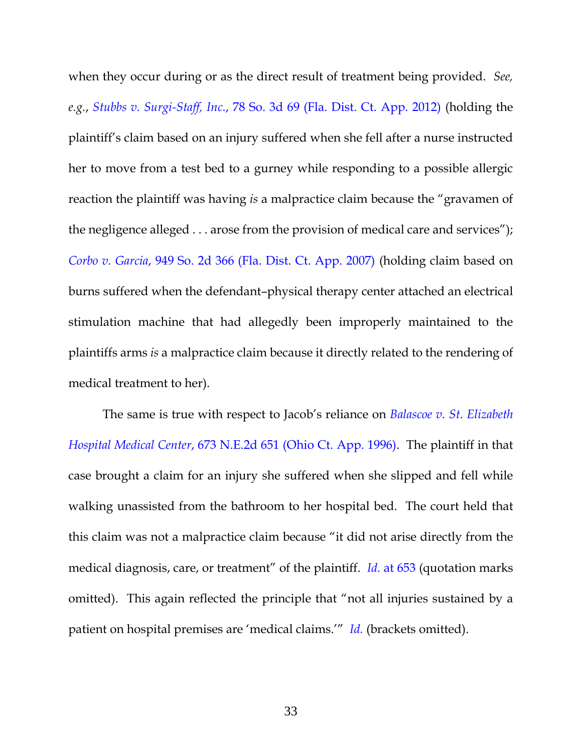when they occur during or as the direct result of treatment being provided. *See, e.g.*, *Stubbs v. Surgi-Staff, Inc.*, 78 So. 3d 69 (Fla. Dist. Ct. App. 2012) (holding the plaintiff's claim based on an injury suffered when she fell after a nurse instructed her to move from a test bed to a gurney while responding to a possible allergic reaction the plaintiff was having *is* a malpractice claim because the "gravamen of the negligence alleged . . . arose from the provision of medical care and services"); *Corbo v. Garcia*, 949 So. 2d 366 (Fla. Dist. Ct. App. 2007) (holding claim based on burns suffered when the defendant–physical therapy center attached an electrical stimulation machine that had allegedly been improperly maintained to the plaintiffs arms *is* a malpractice claim because it directly related to the rendering of medical treatment to her).

The same is true with respect to Jacob's reliance on *Balascoe v. St. Elizabeth Hospital Medical Center*, 673 N.E.2d 651 (Ohio Ct. App. 1996). The plaintiff in that case brought a claim for an injury she suffered when she slipped and fell while walking unassisted from the bathroom to her hospital bed. The court held that this claim was not a malpractice claim because "it did not arise directly from the medical diagnosis, care, or treatment" of the plaintiff. *Id.* at 653 (quotation marks omitted). This again reflected the principle that "not all injuries sustained by a patient on hospital premises are 'medical claims.'" *Id.* (brackets omitted).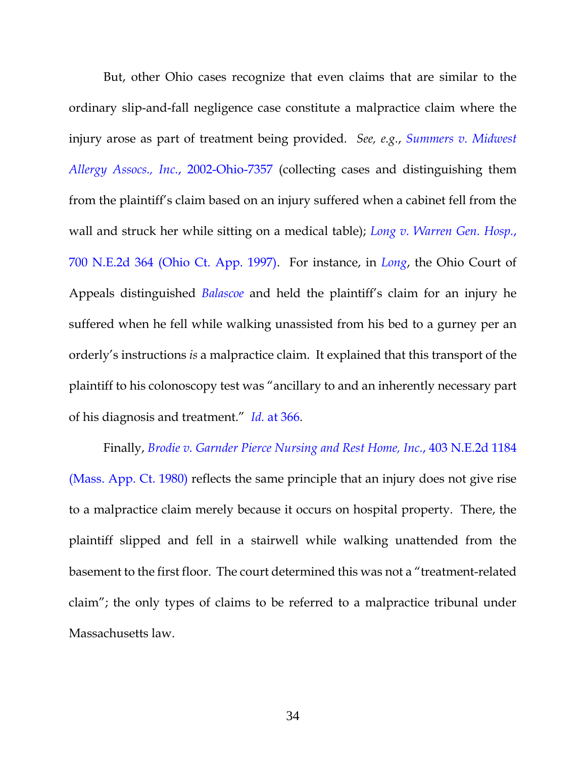But, other Ohio cases recognize that even claims that are similar to the ordinary slip-and-fall negligence case constitute a malpractice claim where the injury arose as part of treatment being provided. *See, e.g.*, *Summers v. Midwest Allergy Assocs., Inc.*, 2002-Ohio-7357 (collecting cases and distinguishing them from the plaintiff's claim based on an injury suffered when a cabinet fell from the wall and struck her while sitting on a medical table); *Long v. Warren Gen. Hosp.*, 700 N.E.2d 364 (Ohio Ct. App. 1997). For instance, in *Long*, the Ohio Court of Appeals distinguished *Balascoe* and held the plaintiff's claim for an injury he suffered when he fell while walking unassisted from his bed to a gurney per an orderly's instructions *is* a malpractice claim. It explained that this transport of the plaintiff to his colonoscopy test was "ancillary to and an inherently necessary part of his diagnosis and treatment." *Id.* at 366.

Finally, *Brodie v. Garnder Pierce Nursing and Rest Home, Inc.*, 403 N.E.2d 1184 (Mass. App. Ct. 1980) reflects the same principle that an injury does not give rise to a malpractice claim merely because it occurs on hospital property. There, the plaintiff slipped and fell in a stairwell while walking unattended from the basement to the first floor. The court determined this was not a "treatment-related claim"; the only types of claims to be referred to a malpractice tribunal under Massachusetts law.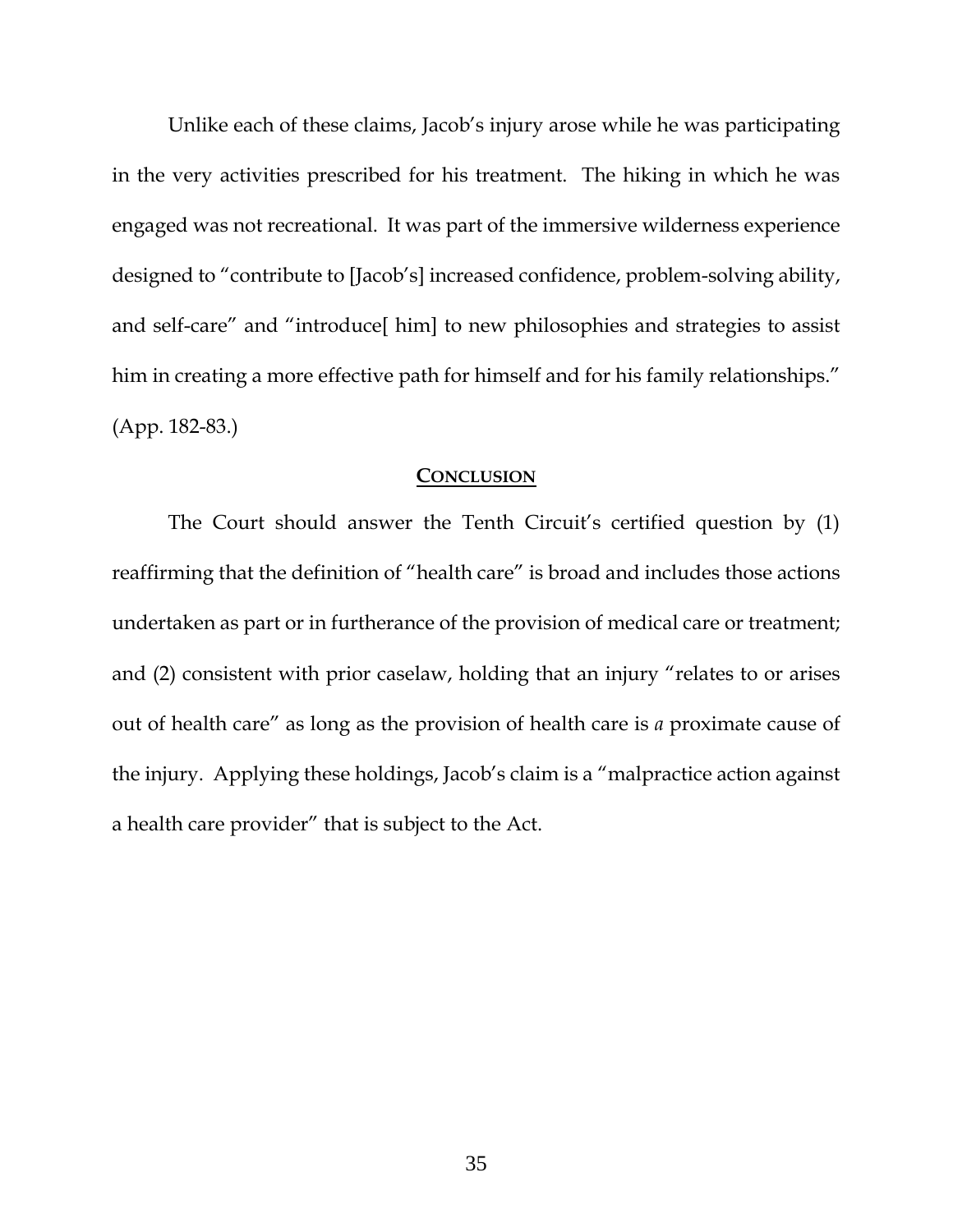Unlike each of these claims, Jacob's injury arose while he was participating in the very activities prescribed for his treatment. The hiking in which he was engaged was not recreational. It was part of the immersive wilderness experience designed to "contribute to [Jacob's] increased confidence, problem-solving ability, and self-care" and "introduce[ him] to new philosophies and strategies to assist him in creating a more effective path for himself and for his family relationships." (App. 182-83.)

## CONCLUSION

The Court should answer the Tenth Circuit's certified question by (1) reaffirming that the definition of "health care" is broad and includes those actions undertaken as part or in furtherance of the provision of medical care or treatment; and (2) consistent with prior caselaw, holding that an injury "relates to or arises out of health care" as long as the provision of health care is *a* proximate cause of the injury. Applying these holdings, Jacob's claim is a "malpractice action against a health care provider" that is subject to the Act.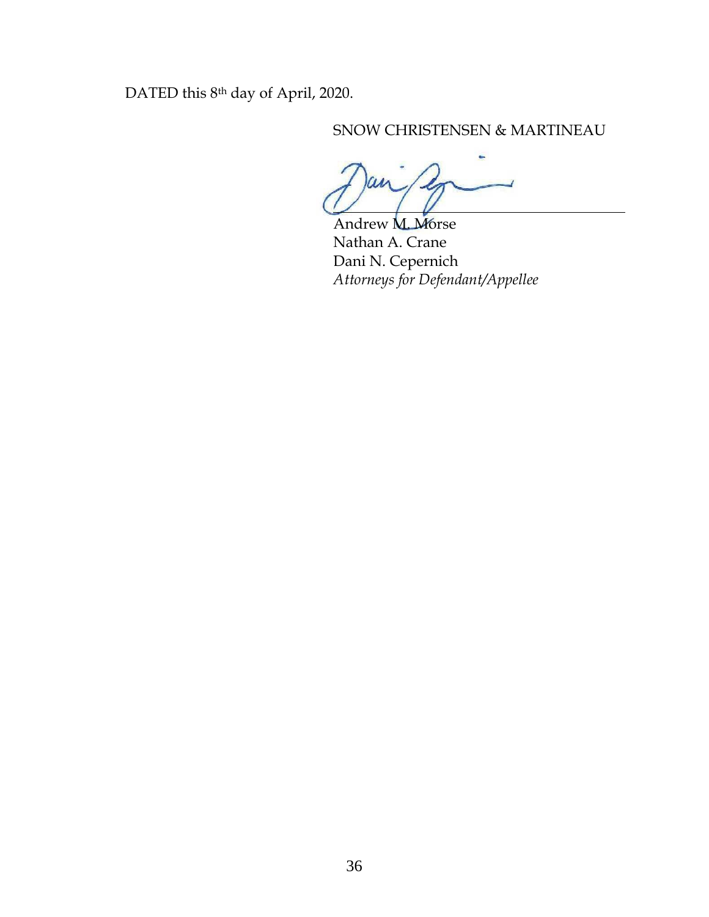DATED this 8th day of April, 2020.

SNOW CHRISTENSEN & MARTINEAU

Andrew M. Morse
Nathan A. Crane
Dani N. Cepernich
*Attorneys for Defendant/Appellee*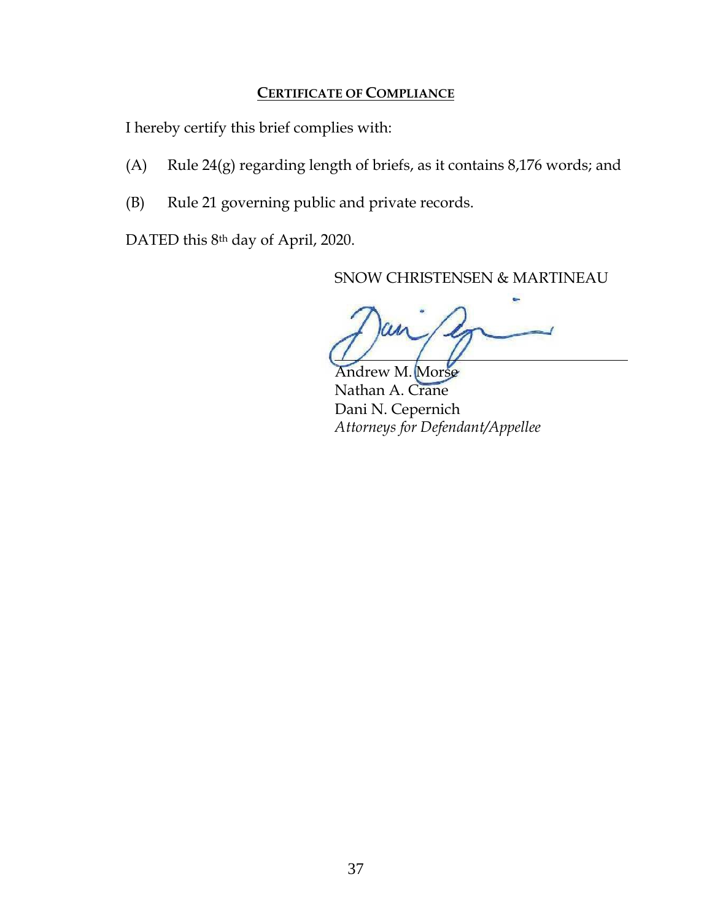## **CERTIFICATE OF COMPLIANCE**

I hereby certify this brief complies with:

(A) Rule 24(g) regarding length of briefs, as it contains 8,176 words; and

(B) Rule 21 governing public and private records.

DATED this 8th day of April, 2020.

SNOW CHRISTENSEN & MARTINEAU

Andrew M. Morse
Nathan A. Crane
Dani N. Cepernich
*Attorneys for Defendant/Appellee*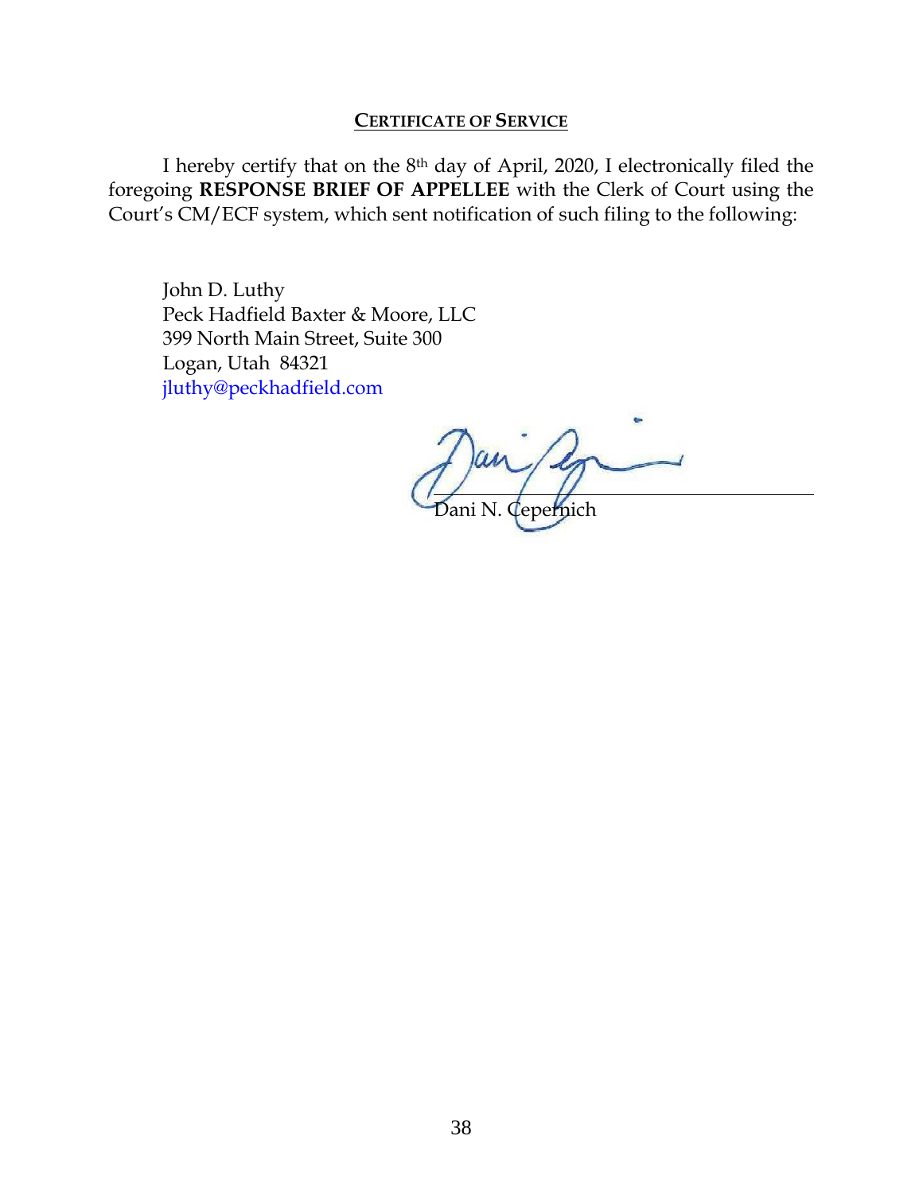## CERTIFICATE OF SERVICE

I hereby certify that on the 8th day of April, 2020, I electronically filed the foregoing **RESPONSE BRIEF OF APPELLEE** with the Clerk of Court using the Court's CM/ECF system, which sent notification of such filing to the following:

John D. Luthy
Peck Hadfield Baxter & Moore, LLC
399 North Main Street, Suite 300
Logan, Utah 84321
jluthy@peckhadfield.com

Dani N. Cepernich